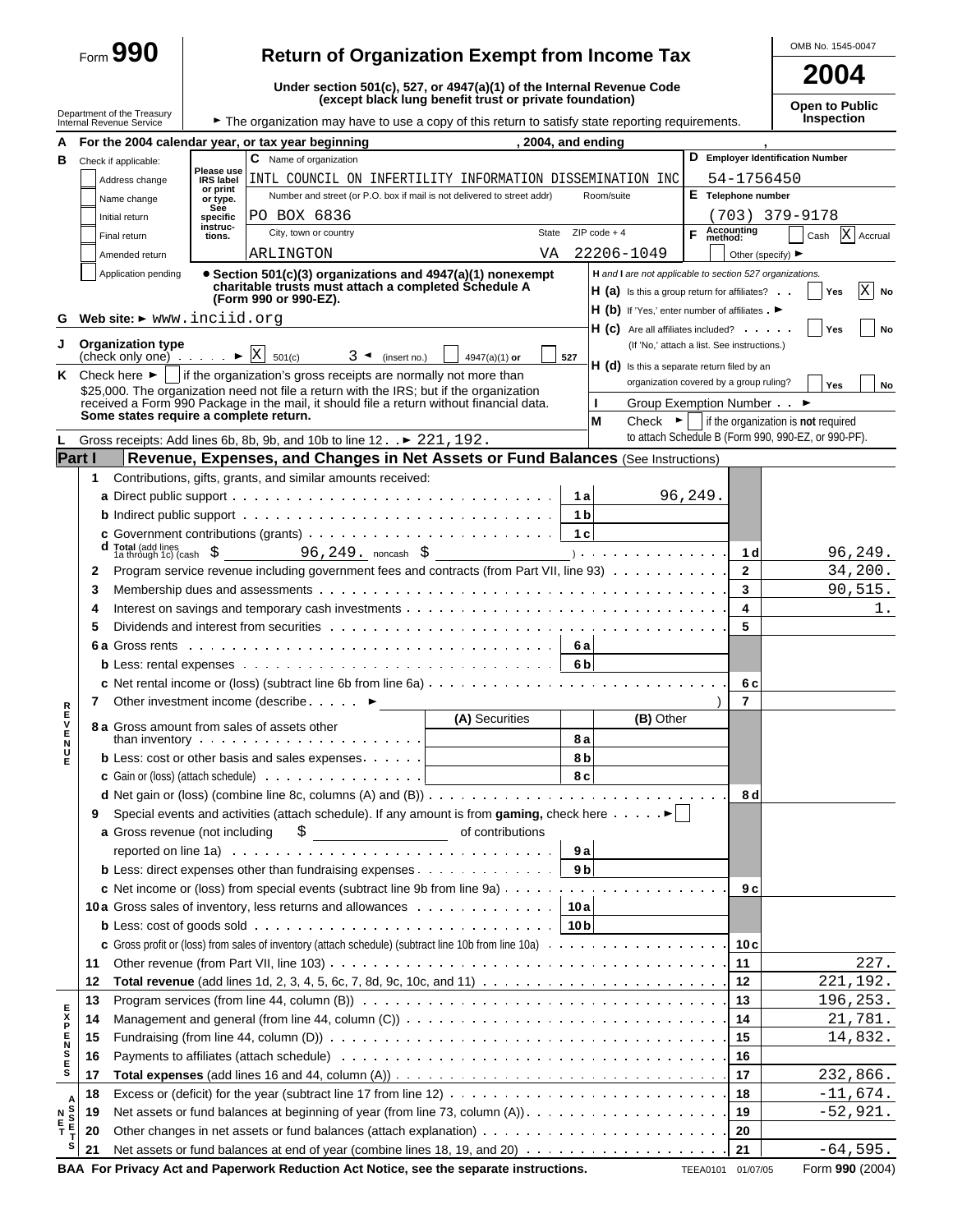# Form 990 — Return of Organization Exempt from Income Tax — 2004

OMB No. 1545-0047

**Under section 501(c), 527, or 4947(a)(1) of the Internal Revenue Code (except black lung benefit trust or private foundation)**

Department of the Treasury
Internal Revenue Service

► The organization may have to use a copy of this return to satisfy state reporting requirements.

**Open to Public Inspection**

**A** For the 2004 calendar year, or tax year beginning , 2004, and ending ,

**B** Check if applicable:
- [ ] Address change
- [ ] Name change
- [ ] Initial return
- [ ] Final return
- [ ] Amended return
- [ ] Application pending

Please use IRS label or print or type. See specific instructions.

**C** Name of organization: INTL COUNCIL ON INFERTILITY INFORMATION DISSEMINATION INC

Number and street (or P.O. box if mail is not delivered to street addr) / Room/suite: PO BOX 6836

City, town or country / State / ZIP code + 4: ARLINGTON VA 22206-1049

**D** Employer Identification Number: 54-1756450

**E** Telephone number: (703) 379-9178

**F** Accounting method: [ ] Cash [X] Accrual [ ] Other (specify) ►

• **Section 501(c)(3) organizations and 4947(a)(1) nonexempt charitable trusts must attach a completed Schedule A (Form 990 or 990-EZ).**

*H and I are not applicable to section 527 organizations.*

**H (a)** Is this a group return for affiliates? [ ] Yes [X] No

**H (b)** If 'Yes,' enter number of affiliates ►

**H (c)** Are all affiliates included? [ ] Yes [ ] No (If 'No,' attach a list. See instructions.)

**H (d)** Is this a separate return filed by an organization covered by a group ruling? [ ] Yes [ ] No

**G** Web site: ► www.inciid.org

**I** Group Exemption Number ►

**J** Organization type (check only one) ► [X] 501(c) ( 3 ) ◄ (insert no.) [ ] 4947(a)(1) or [ ] 527

**K** Check here ► [ ] if the organization's gross receipts are normally not more than $25,000. The organization need not file a return with the IRS; but if the organization received a Form 990 Package in the mail, it should file a return without financial data. **Some states require a complete return.**

**M** Check ► [ ] if the organization is **not** required to attach Schedule B (Form 990, 990-EZ, or 990-PF).

**L** Gross receipts: Add lines 6b, 8b, 9b, and 10b to line 12 ► 221,192.

## Part I — Revenue, Expenses, and Changes in Net Assets or Fund Balances (See Instructions)

| Line | Description | | Sub-amount | Line | Amount |
|---|---|---|---|---|---|
| 1 | Contributions, gifts, grants, and similar amounts received: | | | | |
| a | Direct public support | 1a | 96,249. | | |
| b | Indirect public support | 1b | | | |
| c | Government contributions (grants) | 1c | | | |
| d | Total (add lines 1a through 1c) (cash $ 96,249. noncash $ ) | | | 1d | 96,249. |
| 2 | Program service revenue including government fees and contracts (from Part VII, line 93) | | | 2 | 34,200. |
| 3 | Membership dues and assessments | | | 3 | 90,515. |
| 4 | Interest on savings and temporary cash investments | | | 4 | 1. |
| 5 | Dividends and interest from securities | | | 5 | |
| 6a | Gross rents | 6a | | | |
| b | Less: rental expenses | 6b | | | |
| c | Net rental income or (loss) (subtract line 6b from line 6a) | | | 6c | |
| 7 | Other investment income (describe ► ) | | | 7 | |

| Line | Description | (A) Securities | Line | (B) Other | Line | Amount |
|---|---|---|---|---|---|---|
| 8a | Gross amount from sales of assets other than inventory | | 8a | | | |
| b | Less: cost or other basis and sales expenses | | 8b | | | |
| c | Gain or (loss) (attach schedule) | | 8c | | | |
| d | Net gain or (loss) (combine line 8c, columns (A) and (B)) | | | | 8d | |

| Line | Description | | Sub-amount | Line | Amount |
|---|---|---|---|---|---|
| 9 | Special events and activities (attach schedule). If any amount is from **gaming,** check here ► [ ] | | | | |
| a | Gross revenue (not including $ of contributions reported on line 1a) | 9a | | | |
| b | Less: direct expenses other than fundraising expenses | 9b | | | |
| c | Net income or (loss) from special events (subtract line 9b from line 9a) | | | 9c | |
| 10a | Gross sales of inventory, less returns and allowances | 10a | | | |
| b | Less: cost of goods sold | 10b | | | |
| c | Gross profit or (loss) from sales of inventory (attach schedule) (subtract line 10b from line 10a) | | | 10c | |
| 11 | Other revenue (from Part VII, line 103) | | | 11 | 227. |
| 12 | **Total revenue** (add lines 1d, 2, 3, 4, 5, 6c, 7, 8d, 9c, 10c, and 11) | | | 12 | 221,192. |

**Expenses**

| Line | Description | Line | Amount |
|---|---|---|---|
| 13 | Program services (from line 44, column (B)) | 13 | 196,253. |
| 14 | Management and general (from line 44, column (C)) | 14 | 21,781. |
| 15 | Fundraising (from line 44, column (D)) | 15 | 14,832. |
| 16 | Payments to affiliates (attach schedule) | 16 | |
| 17 | **Total expenses** (add lines 16 and 44, column (A)) | 17 | 232,866. |

**Net Assets**

| Line | Description | Line | Amount |
|---|---|---|---|
| 18 | Excess or (deficit) for the year (subtract line 17 from line 12) | 18 | -11,674. |
| 19 | Net assets or fund balances at beginning of year (from line 73, column (A)) | 19 | -52,921. |
| 20 | Other changes in net assets or fund balances (attach explanation) | 20 | |
| 21 | Net assets or fund balances at end of year (combine lines 18, 19, and 20) | 21 | -64,595. |

**BAA For Privacy Act and Paperwork Reduction Act Notice, see the separate instructions.** TEEA0101 01/07/05 Form **990** (2004)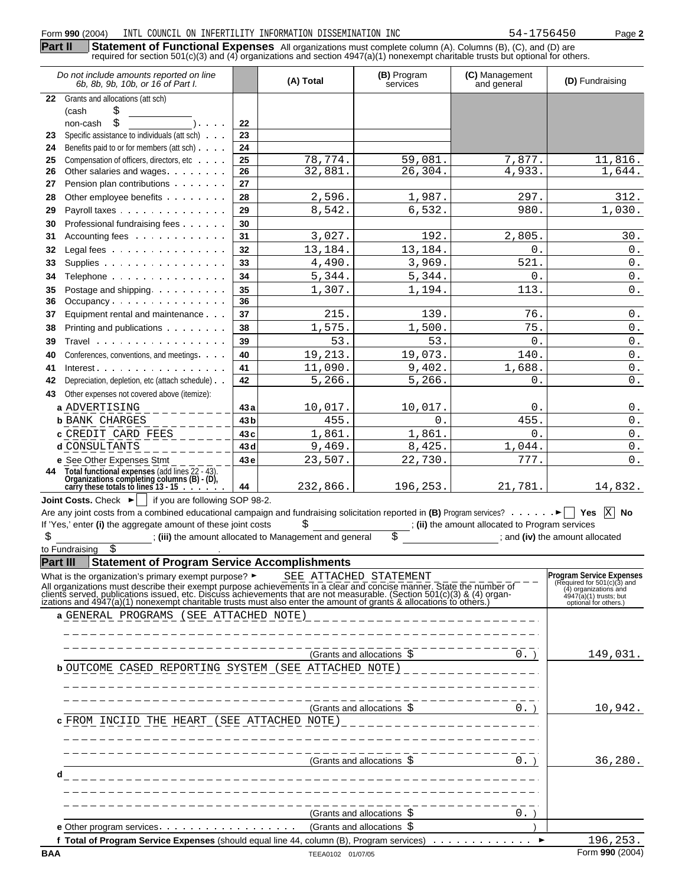Form **990** (2004) INTL COUNCIL ON INFERTILITY INFORMATION DISSEMINATION INC 54-1756450

## Part II Statement of Functional Expenses

All organizations must complete column (A). Columns (B), (C), and (D) are required for section 501(c)(3) and (4) organizations and section 4947(a)(1) nonexempt charitable trusts but optional for others.

| *Do not include amounts reported on line 6b, 8b, 9b, 10b, or 16 of Part I.* | | (A) Total | (B) Program services | (C) Management and general | (D) Fundraising |
|---|---|---|---|---|---|
| 22 Grants and allocations (att sch) (cash $ non-cash $ ) | 22 | | | | |
| 23 Specific assistance to individuals (att sch) | 23 | | | | |
| 24 Benefits paid to or for members (att sch) | 24 | | | | |
| 25 Compensation of officers, directors, etc | 25 | 78,774. | 59,081. | 7,877. | 11,816. |
| 26 Other salaries and wages | 26 | 32,881. | 26,304. | 4,933. | 1,644. |
| 27 Pension plan contributions | 27 | | | | |
| 28 Other employee benefits | 28 | 2,596. | 1,987. | 297. | 312. |
| 29 Payroll taxes | 29 | 8,542. | 6,532. | 980. | 1,030. |
| 30 Professional fundraising fees | 30 | | | | |
| 31 Accounting fees | 31 | 3,027. | 192. | 2,805. | 30. |
| 32 Legal fees | 32 | 13,184. | 13,184. | 0. | 0. |
| 33 Supplies | 33 | 4,490. | 3,969. | 521. | 0. |
| 34 Telephone | 34 | 5,344. | 5,344. | 0. | 0. |
| 35 Postage and shipping | 35 | 1,307. | 1,194. | 113. | 0. |
| 36 Occupancy | 36 | | | | |
| 37 Equipment rental and maintenance | 37 | 215. | 139. | 76. | 0. |
| 38 Printing and publications | 38 | 1,575. | 1,500. | 75. | 0. |
| 39 Travel | 39 | 53. | 53. | 0. | 0. |
| 40 Conferences, conventions, and meetings | 40 | 19,213. | 19,073. | 140. | 0. |
| 41 Interest | 41 | 11,090. | 9,402. | 1,688. | 0. |
| 42 Depreciation, depletion, etc (attach schedule) | 42 | 5,266. | 5,266. | 0. | 0. |
| 43 Other expenses not covered above (itemize): | | | | | |
| a ADVERTISING | 43a | 10,017. | 10,017. | 0. | 0. |
| b BANK CHARGES | 43b | 455. | 0. | 455. | 0. |
| c CREDIT CARD FEES | 43c | 1,861. | 1,861. | 0. | 0. |
| d CONSULTANTS | 43d | 9,469. | 8,425. | 1,044. | 0. |
| e See Other Expenses Stmt | 43e | 23,507. | 22,730. | 777. | 0. |
| 44 **Total functional expenses** (add lines 22 - 43). **Organizations completing columns (B) - (D), carry these totals to lines 13 - 15** | 44 | 232,866. | 196,253. | 21,781. | 14,832. |

**Joint Costs.** Check ► [ ] if you are following SOP 98-2.

Are any joint costs from a combined educational campaign and fundraising solicitation reported in **(B)** Program services? ► [ ] **Yes** [X] **No**

If 'Yes,' enter **(i)** the aggregate amount of these joint costs $ ______; **(ii)** the amount allocated to Program services $ ______; **(iii)** the amount allocated to Management and general $ ______; and **(iv)** the amount allocated to Fundraising $ ______.

## Part III Statement of Program Service Accomplishments

What is the organization's primary exempt purpose? ► SEE ATTACHED STATEMENT

All organizations must describe their exempt purpose achievements in a clear and concise manner. State the number of clients served, publications issued, etc. Discuss achievements that are not measurable. (Section 501(c)(3) & (4) organizations and 4947(a)(1) nonexempt charitable trusts must also enter the amount of grants & allocations to others.)

| | Program Service Expenses (Required for 501(c)(3) and (4) organizations and 4947(a)(1) trusts; but optional for others.) |
|---|---|
| a GENERAL PROGRAMS (SEE ATTACHED NOTE) (Grants and allocations $ 0. ) | 149,031. |
| b OUTCOME CASED REPORTING SYSTEM (SEE ATTACHED NOTE) (Grants and allocations $ 0. ) | 10,942. |
| c FROM INCIID THE HEART (SEE ATTACHED NOTE) (Grants and allocations $ 0. ) | 36,280. |
| d (Grants and allocations $ 0. ) | |
| e Other program services (Grants and allocations $ ) | |
| f **Total of Program Service Expenses** (should equal line 44, column (B), Program services) ► | 196,253. |

BAA TEEA0102 01/07/05 Form **990** (2004)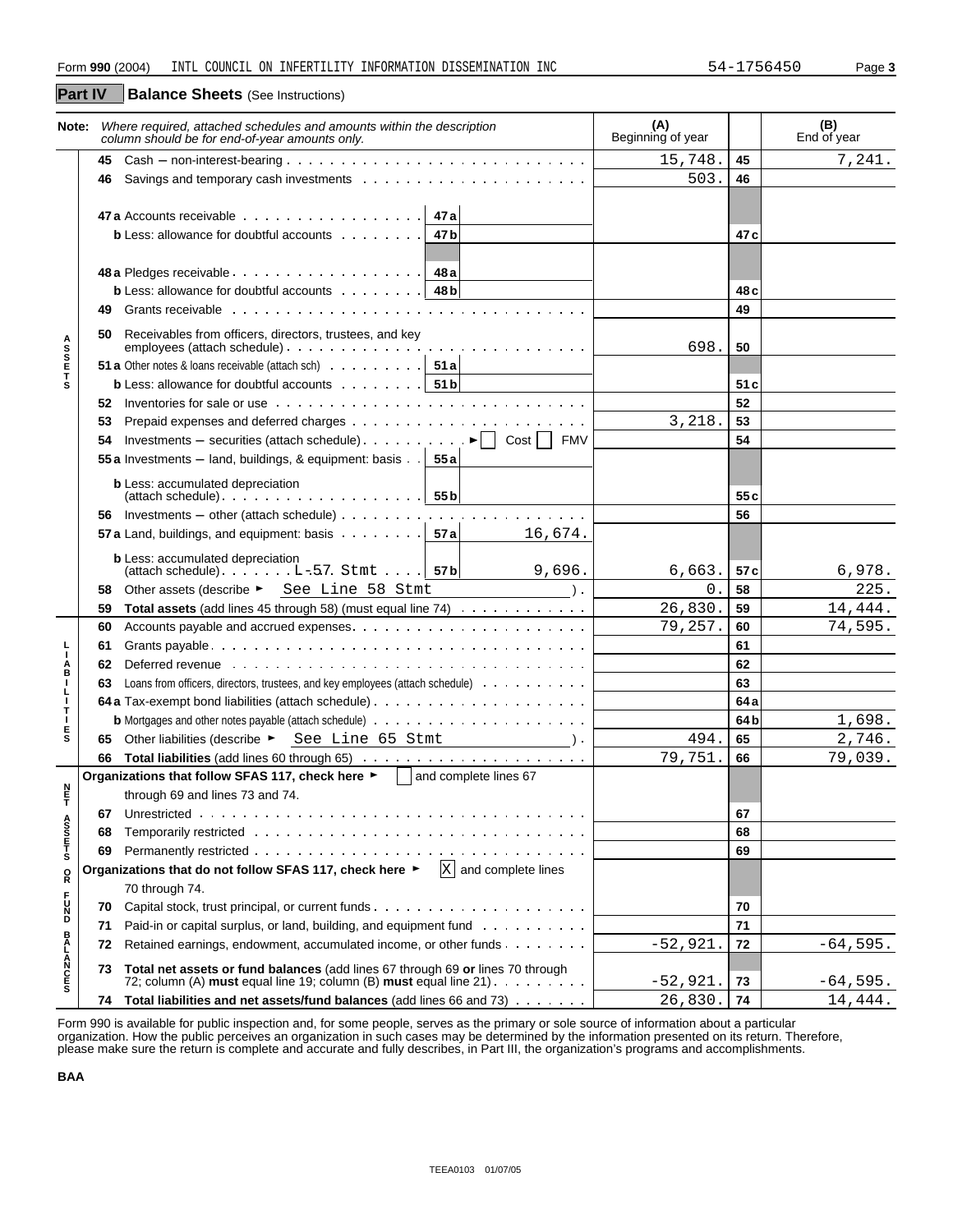Form **990** (2004) INTL COUNCIL ON INFERTILITY INFORMATION DISSEMINATION INC 54-1756450

## Part IV Balance Sheets (See Instructions)

| **Note:** *Where required, attached schedules and amounts within the description column should be for end-of-year amounts only.* | | | (A) Beginning of year | | (B) End of year |
|---|---|---|---|---|---|
| **ASSETS** | **45** Cash – non-interest-bearing | | 15,748. | 45 | 7,241. |
| | **46** Savings and temporary cash investments | | 503. | 46 | |
| | **47a** Accounts receivable | 47a | | | |
| | **b** Less: allowance for doubtful accounts | 47b | | 47c | |
| | **48a** Pledges receivable | 48a | | | |
| | **b** Less: allowance for doubtful accounts | 48b | | 48c | |
| | **49** Grants receivable | | | 49 | |
| | **50** Receivables from officers, directors, trustees, and key employees (attach schedule) | | 698. | 50 | |
| | **51a** Other notes & loans receivable (attach sch) | 51a | | | |
| | **b** Less: allowance for doubtful accounts | 51b | | 51c | |
| | **52** Inventories for sale or use | | | 52 | |
| | **53** Prepaid expenses and deferred charges | | 3,218. | 53 | |
| | **54** Investments – securities (attach schedule) ► ☐ Cost ☐ FMV | | | 54 | |
| | **55a** Investments – land, buildings, & equipment: basis | 55a | | | |
| | **b** Less: accumulated depreciation (attach schedule) | 55b | | 55c | |
| | **56** Investments – other (attach schedule) | | | 56 | |
| | **57a** Land, buildings, and equipment: basis | 57a 16,674. | | | |
| | **b** Less: accumulated depreciation (attach schedule) L-57 Stmt | 57b 9,696. | 6,663. | 57c | 6,978. |
| | **58** Other assets (describe ► See Line 58 Stmt ) | | 0. | 58 | 225. |
| | **59 Total assets** (add lines 45 through 58) (must equal line 74) | | 26,830. | 59 | 14,444. |
| **LIABILITIES** | **60** Accounts payable and accrued expenses | | 79,257. | 60 | 74,595. |
| | **61** Grants payable | | | 61 | |
| | **62** Deferred revenue | | | 62 | |
| | **63** Loans from officers, directors, trustees, and key employees (attach schedule) | | | 63 | |
| | **64a** Tax-exempt bond liabilities (attach schedule) | | | 64a | |
| | **b** Mortgages and other notes payable (attach schedule) | | | 64b | 1,698. |
| | **65** Other liabilities (describe ► See Line 65 Stmt ) | | 494. | 65 | 2,746. |
| | **66 Total liabilities** (add lines 60 through 65) | | 79,751. | 66 | 79,039. |
| **NET ASSETS OR FUND BALANCES** | **Organizations that follow SFAS 117, check here** ► ☐ and complete lines 67 through 69 and lines 73 and 74. | | | | |
| | **67** Unrestricted | | | 67 | |
| | **68** Temporarily restricted | | | 68 | |
| | **69** Permanently restricted | | | 69 | |
| | **Organizations that do not follow SFAS 117, check here** ► ☒ and complete lines 70 through 74. | | | | |
| | **70** Capital stock, trust principal, or current funds | | | 70 | |
| | **71** Paid-in or capital surplus, or land, building, and equipment fund | | | 71 | |
| | **72** Retained earnings, endowment, accumulated income, or other funds | | -52,921. | 72 | -64,595. |
| | **73 Total net assets or fund balances** (add lines 67 through 69 **or** lines 70 through 72; column (A) **must** equal line 19; column (B) **must** equal line 21) | | -52,921. | 73 | -64,595. |
| | **74 Total liabilities and net assets/fund balances** (add lines 66 and 73) | | 26,830. | 74 | 14,444. |

Form 990 is available for public inspection and, for some people, serves as the primary or sole source of information about a particular organization. How the public perceives an organization in such cases may be determined by the information presented on its return. Therefore, please make sure the return is complete and accurate and fully describes, in Part III, the organization's programs and accomplishments.

BAA

TEEA0103 01/07/05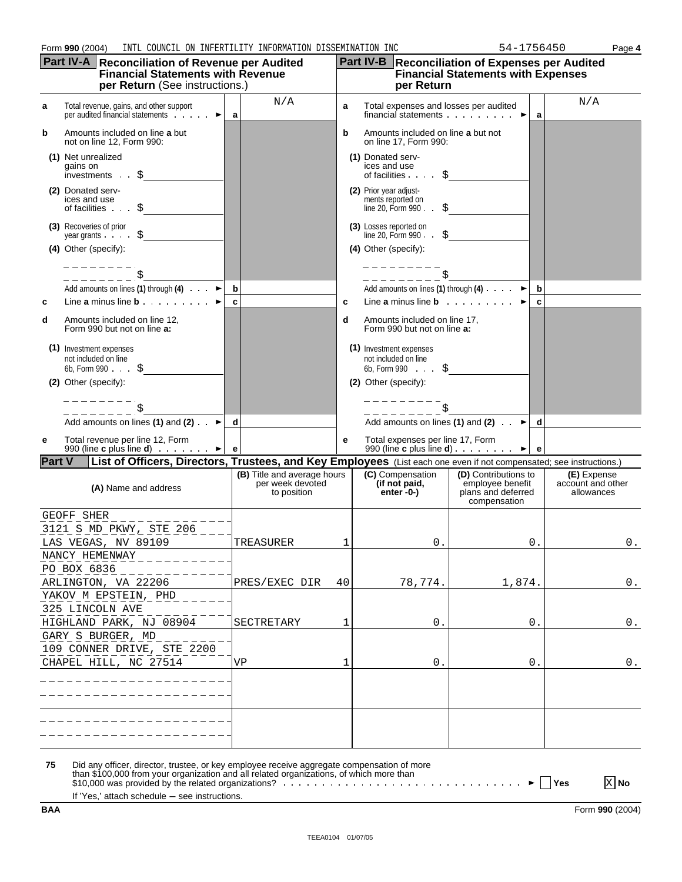Form **990** (2004) INTL COUNCIL ON INFERTILITY INFORMATION DISSEMINATION INC 54-1756450 Page **4**

## Part IV-A Reconciliation of Revenue per Audited Financial Statements with Revenue per Return (See instructions.)

| | | | |
|---|---|---|---|
| **a** | Total revenue, gains, and other support per audited financial statements | a | N/A |
| **b** | Amounts included on line **a** but not on line 12, Form 990: | | |
| | (1) Net unrealized gains on investments $ | | |
| | (2) Donated services and use of facilities $ | | |
| | (3) Recoveries of prior year grants $ | | |
| | (4) Other (specify): $ | | |
| | Add amounts on lines (1) through (4) | b | |
| **c** | Line **a** minus line **b** | c | |
| **d** | Amounts included on line 12, Form 990 but not on line **a:** | | |
| | (1) Investment expenses not included on line 6b, Form 990 $ | | |
| | (2) Other (specify): $ | | |
| | Add amounts on lines (1) and (2) | d | |
| **e** | Total revenue per line 12, Form 990 (line **c** plus line **d**) | e | |

## Part IV-B Reconciliation of Expenses per Audited Financial Statements with Expenses per Return

| | | | |
|---|---|---|---|
| **a** | Total expenses and losses per audited financial statements | a | N/A |
| **b** | Amounts included on line **a** but not on line 17, Form 990: | | |
| | (1) Donated services and use of facilities $ | | |
| | (2) Prior year adjustments reported on line 20, Form 990 $ | | |
| | (3) Losses reported on line 20, Form 990 $ | | |
| | (4) Other (specify): $ | | |
| | Add amounts on lines (1) through (4) | b | |
| **c** | Line **a** minus line **b** | c | |
| **d** | Amounts included on line 17, Form 990 but not on line **a:** | | |
| | (1) Investment expenses not included on line 6b, Form 990 $ | | |
| | (2) Other (specify): $ | | |
| | Add amounts on lines (1) and (2) | d | |
| **e** | Total expenses per line 17, Form 990 (line **c** plus line **d**) | e | |

## Part V List of Officers, Directors, Trustees, and Key Employees (List each one even if not compensated; see instructions.)

| (A) Name and address | (B) Title and average hours per week devoted to position | | (C) Compensation (if not paid, enter -0-) | (D) Contributions to employee benefit plans and deferred compensation | (E) Expense account and other allowances |
|---|---|---|---|---|---|
| GEOFF SHER<br>3121 S MD PKWY, STE 206<br>LAS VEGAS, NV 89109 | TREASURER | 1 | 0. | 0. | 0. |
| NANCY HEMENWAY<br>PO BOX 6836<br>ARLINGTON, VA 22206 | PRES/EXEC DIR | 40 | 78,774. | 1,874. | 0. |
| YAKOV M EPSTEIN, PHD<br>325 LINCOLN AVE<br>HIGHLAND PARK, NJ 08904 | SECTRETARY | 1 | 0. | 0. | 0. |
| GARY S BURGER, MD<br>109 CONNER DRIVE, STE 2200<br>CHAPEL HILL, NC 27514 | VP | 1 | 0. | 0. | 0. |

**75** Did any officer, director, trustee, or key employee receive aggregate compensation of more than $100,000 from your organization and all related organizations, of which more than $10,000 was provided by the related organizations? ☐ Yes ☒ No

If 'Yes,' attach schedule — see instructions.

BAA Form **990** (2004)

TEEA0104 01/07/05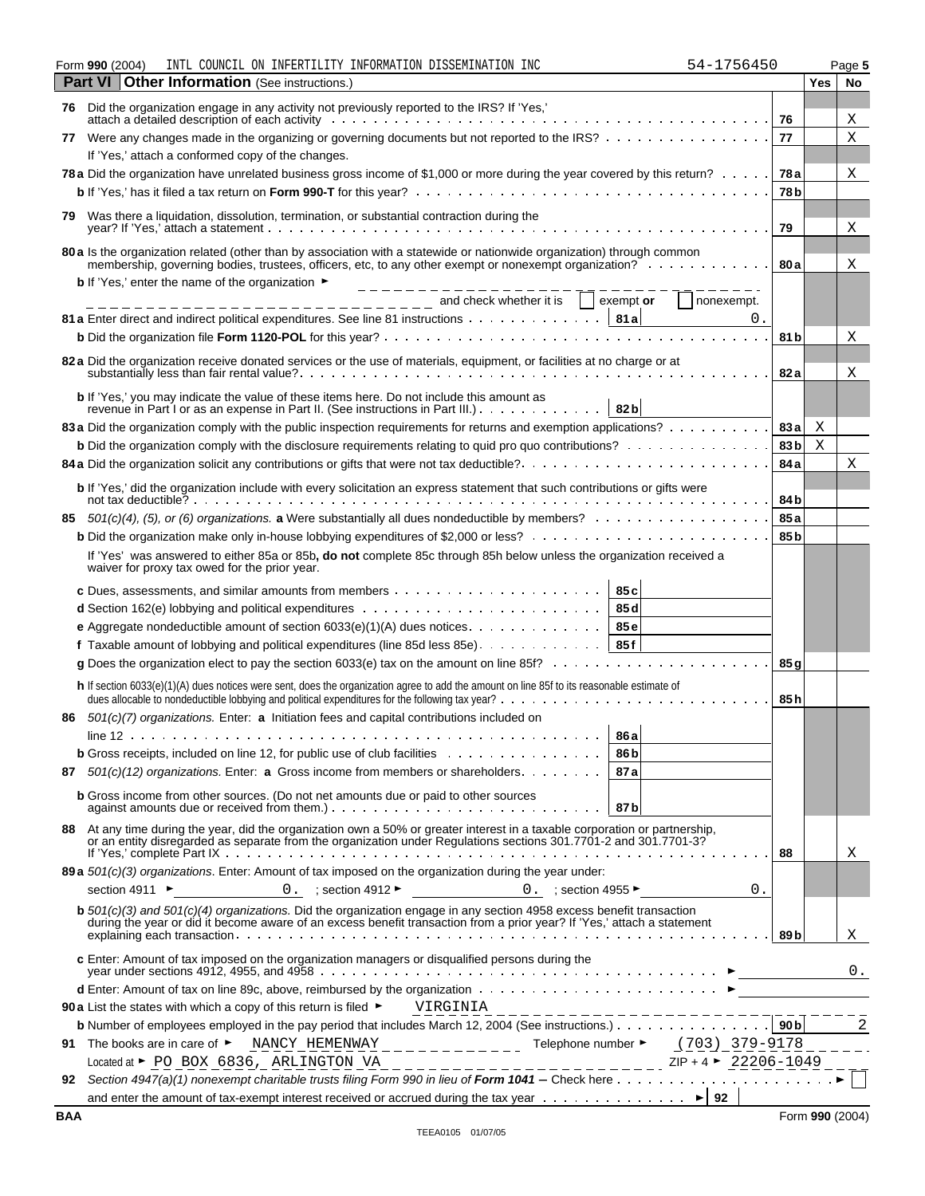Form **990** (2004) INTL COUNCIL ON INFERTILITY INFORMATION DISSEMINATION INC 54-1756450

## Part VI Other Information (See instructions.)

| | | Line | Yes | No |
|---|---|---|---|---|
| **76** | Did the organization engage in any activity not previously reported to the IRS? If 'Yes,' attach a detailed description of each activity | 76 | | X |
| **77** | Were any changes made in the organizing or governing documents but not reported to the IRS? If 'Yes,' attach a conformed copy of the changes. | 77 | | X |
| **78a** | Did the organization have unrelated business gross income of $1,000 or more during the year covered by this return? | 78a | | X |
| **b** | If 'Yes,' has it filed a tax return on **Form 990-T** for this year? | 78b | | |
| **79** | Was there a liquidation, dissolution, termination, or substantial contraction during the year? If 'Yes,' attach a statement | 79 | | X |
| **80a** | Is the organization related (other than by association with a statewide or nationwide organization) through common membership, governing bodies, trustees, officers, etc, to any other exempt or nonexempt organization? | 80a | | X |
| **b** | If 'Yes,' enter the name of the organization ► ______ and check whether it is ☐ exempt **or** ☐ nonexempt. | | | |
| **81a** | Enter direct and indirect political expenditures. See line 81 instructions — **81a** 0. | | | |
| **b** | Did the organization file **Form 1120-POL** for this year? | 81b | | X |
| **82a** | Did the organization receive donated services or the use of materials, equipment, or facilities at no charge or at substantially less than fair rental value? | 82a | | X |
| **b** | If 'Yes,' you may indicate the value of these items here. Do not include this amount as revenue in Part I or as an expense in Part II. (See instructions in Part III.) — **82b** | | | |
| **83a** | Did the organization comply with the public inspection requirements for returns and exemption applications? | 83a | X | |
| **b** | Did the organization comply with the disclosure requirements relating to quid pro quo contributions? | 83b | X | |
| **84a** | Did the organization solicit any contributions or gifts that were not tax deductible? | 84a | | X |
| **b** | If 'Yes,' did the organization include with every solicitation an express statement that such contributions or gifts were not tax deductible? | 84b | | |
| **85** | *501(c)(4), (5), or (6) organizations.* **a** Were substantially all dues nondeductible by members? | 85a | | |
| **b** | Did the organization make only in-house lobbying expenditures of $2,000 or less? | 85b | | |
| | If 'Yes' was answered to either 85a or 85b**, do not** complete 85c through 85h below unless the organization received a waiver for proxy tax owed for the prior year. | | | |
| **c** | Dues, assessments, and similar amounts from members — **85c** | | | |
| **d** | Section 162(e) lobbying and political expenditures — **85d** | | | |
| **e** | Aggregate nondeductible amount of section 6033(e)(1)(A) dues notices — **85e** | | | |
| **f** | Taxable amount of lobbying and political expenditures (line 85d less 85e) — **85f** | | | |
| **g** | Does the organization elect to pay the section 6033(e) tax on the amount on line 85f? | 85g | | |
| **h** | If section 6033(e)(1)(A) dues notices were sent, does the organization agree to add the amount on line 85f to its reasonable estimate of dues allocable to nondeductible lobbying and political expenditures for the following tax year? | 85h | | |
| **86** | *501(c)(7) organizations.* Enter: **a** Initiation fees and capital contributions included on line 12 — **86a** | | | |
| **b** | Gross receipts, included on line 12, for public use of club facilities — **86b** | | | |
| **87** | *501(c)(12) organizations.* Enter: **a** Gross income from members or shareholders — **87a** | | | |
| **b** | Gross income from other sources. (Do not net amounts due or paid to other sources against amounts due or received from them.) — **87b** | | | |
| **88** | At any time during the year, did the organization own a 50% or greater interest in a taxable corporation or partnership, or an entity disregarded as separate from the organization under Regulations sections 301.7701-2 and 301.7701-3? If 'Yes,' complete Part IX | 88 | | X |
| **89a** | *501(c)(3) organizations.* Enter: Amount of tax imposed on the organization during the year under: section 4911 ► 0. ; section 4912 ► 0. ; section 4955 ► 0. | | | |
| **b** | *501(c)(3) and 501(c)(4) organizations.* Did the organization engage in any section 4958 excess benefit transaction during the year or did it become aware of an excess benefit transaction from a prior year? If 'Yes,' attach a statement explaining each transaction | 89b | | X |
| **c** | Enter: Amount of tax imposed on the organization managers or disqualified persons during the year under sections 4912, 4955, and 4958 ► 0. | | | |
| **d** | Enter: Amount of tax on line 89c, above, reimbursed by the organization ► | | | |
| **90a** | List the states with which a copy of this return is filed ► VIRGINIA | | | |
| **b** | Number of employees employed in the pay period that includes March 12, 2004 (See instructions.) | 90b | | 2 |

**91** The books are in care of ► NANCY HEMENWAY Telephone number ► (703) 379-9178

Located at ► PO BOX 6836, ARLINGTON VA ZIP + 4 ► 22206-1049

**92** *Section 4947(a)(1) nonexempt charitable trusts filing Form 990 in lieu of* ***Form 1041*** – Check here ► ☐

and enter the amount of tax-exempt interest received or accrued during the tax year ► **92**

BAA Form **990** (2004)

TEEA0105 01/07/05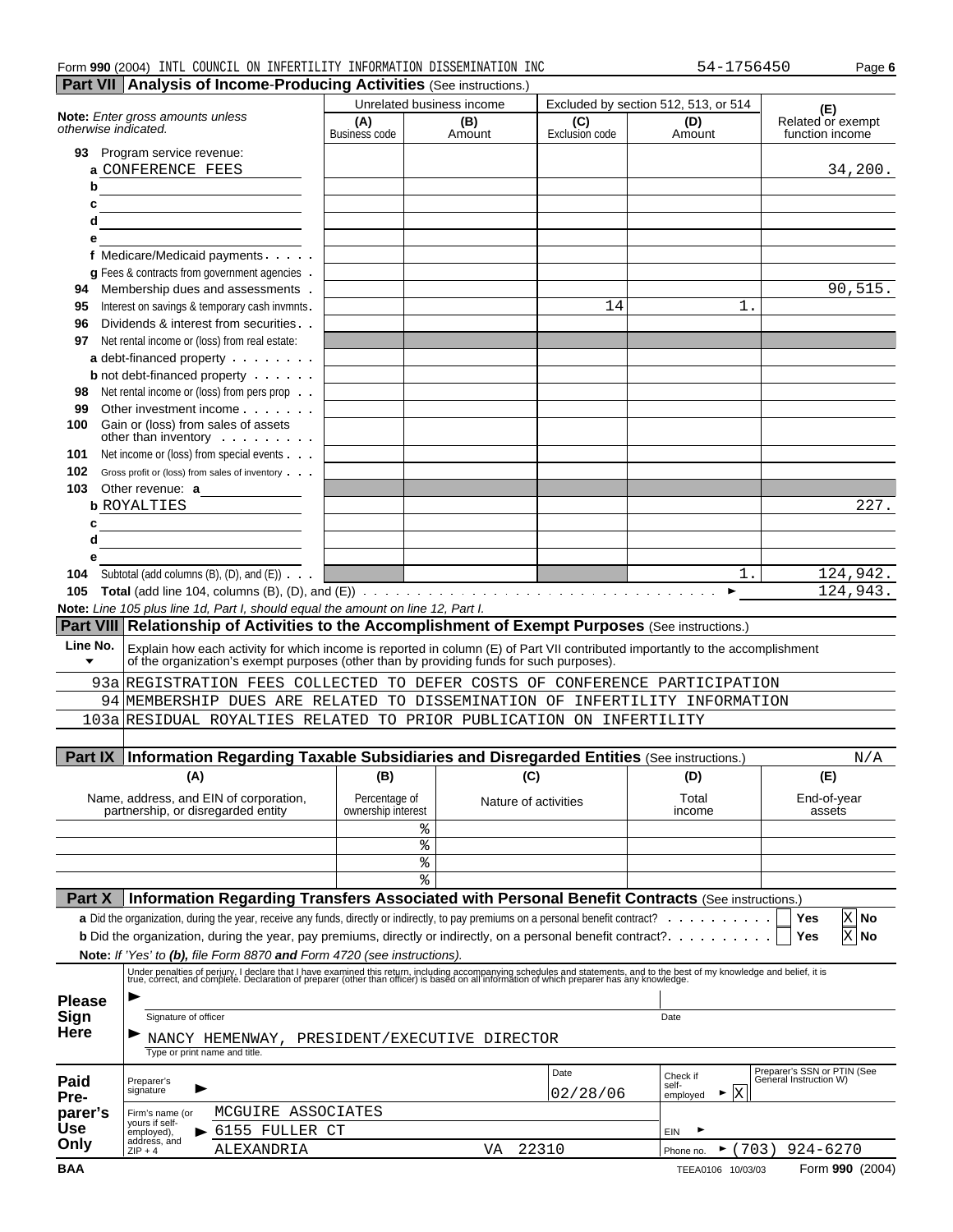Form **990** (2004) INTL COUNCIL ON INFERTILITY INFORMATION DISSEMINATION INC 54-1756450

## Part VII Analysis of Income-Producing Activities (See instructions.)

| *Note: Enter gross amounts unless otherwise indicated.* | Unrelated business income | | Excluded by section 512, 513, or 514 | | (E) Related or exempt function income |
|---|---|---|---|---|---|
| | (A) Business code | (B) Amount | (C) Exclusion code | (D) Amount | |
| **93** Program service revenue: | | | | | |
| a CONFERENCE FEES | | | | | 34,200. |
| b | | | | | |
| c | | | | | |
| d | | | | | |
| e | | | | | |
| f Medicare/Medicaid payments | | | | | |
| g Fees & contracts from government agencies | | | | | |
| **94** Membership dues and assessments | | | | | 90,515. |
| **95** Interest on savings & temporary cash invmnts | | | 14 | 1. | |
| **96** Dividends & interest from securities | | | | | |
| **97** Net rental income or (loss) from real estate: | | | | | |
| a debt-financed property | | | | | |
| b not debt-financed property | | | | | |
| **98** Net rental income or (loss) from pers prop | | | | | |
| **99** Other investment income | | | | | |
| **100** Gain or (loss) from sales of assets other than inventory | | | | | |
| **101** Net income or (loss) from special events | | | | | |
| **102** Gross profit or (loss) from sales of inventory | | | | | |
| **103** Other revenue: a | | | | | |
| b ROYALTIES | | | | | 227. |
| c | | | | | |
| d | | | | | |
| e | | | | | |
| **104** Subtotal (add columns (B), (D), and (E)) | | | | 1. | 124,942. |

**105 Total** (add line 104, columns (B), (D), and (E)) ► 124,943.

*Note: Line 105 plus line 1d, Part I, should equal the amount on line 12, Part I.*

## Part VIII Relationship of Activities to the Accomplishment of Exempt Purposes (See instructions.)

| Line No. ▼ | Explain how each activity for which income is reported in column (E) of Part VII contributed importantly to the accomplishment of the organization's exempt purposes (other than by providing funds for such purposes). |
|---|---|
| 93a | REGISTRATION FEES COLLECTED TO DEFER COSTS OF CONFERENCE PARTICIPATION |
| 94 | MEMBERSHIP DUES ARE RELATED TO DISSEMINATION OF INFERTILITY INFORMATION |
| 103a | RESIDUAL ROYALTIES RELATED TO PRIOR PUBLICATION ON INFERTILITY |

## Part IX Information Regarding Taxable Subsidiaries and Disregarded Entities (See instructions.) N/A

| (A) Name, address, and EIN of corporation, partnership, or disregarded entity | (B) Percentage of ownership interest | (C) Nature of activities | (D) Total income | (E) End-of-year assets |
|---|---|---|---|---|
| | % | | | |
| | % | | | |
| | % | | | |
| | % | | | |

## Part X Information Regarding Transfers Associated with Personal Benefit Contracts (See instructions.)

**a** Did the organization, during the year, receive any funds, directly or indirectly, to pay premiums on a personal benefit contract? Yes [ ] No [X]

**b** Did the organization, during the year, pay premiums, directly or indirectly, on a personal benefit contract? Yes [ ] No [X]

**Note:** *If 'Yes' to **(b)**, file Form 8870 **and** Form 4720 (see instructions).*

**Please Sign Here**

Under penalties of perjury, I declare that I have examined this return, including accompanying schedules and statements, and to the best of my knowledge and belief, it is true, correct, and complete. Declaration of preparer (other than officer) is based on all information of which preparer has any knowledge.

► Signature of officer — Date

► NANCY HEMENWAY, PRESIDENT/EXECUTIVE DIRECTOR
Type or print name and title.

**Paid Preparer's Use Only**

| Preparer's signature ► | Date 02/28/06 | Check if self-employed ► [X] | Preparer's SSN or PTIN (See General Instruction W) |
|---|---|---|---|
| Firm's name (or yours if self-employed), address, and ZIP + 4 | MCGUIRE ASSOCIATES, 6155 FULLER CT, ALEXANDRIA VA 22310 | EIN ► | Phone no. ► (703) 924-6270 |

BAA TEEA0106 10/03/03 Form **990** (2004)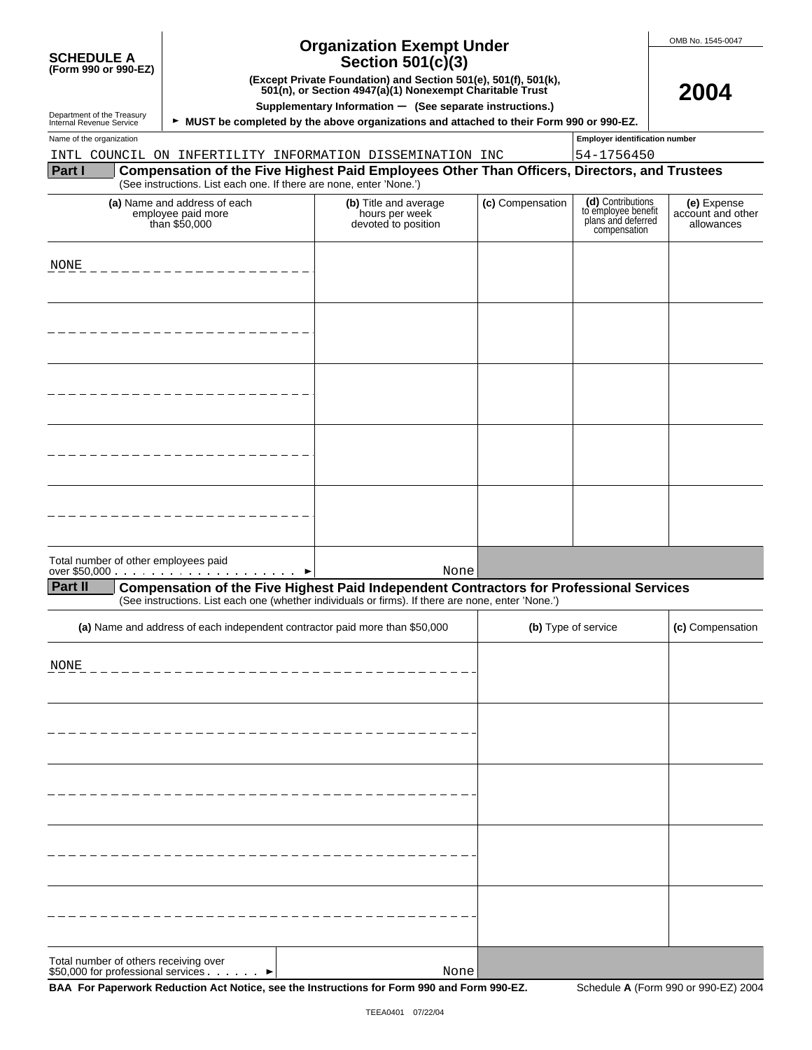**SCHEDULE A (Form 990 or 990-EZ)**

Department of the Treasury
Internal Revenue Service

# Organization Exempt Under Section 501(c)(3)

**(Except Private Foundation) and Section 501(e), 501(f), 501(k), 501(n), or Section 4947(a)(1) Nonexempt Charitable Trust**

**Supplementary Information — (See separate instructions.)**

► **MUST be completed by the above organizations and attached to their Form 990 or 990-EZ.**

OMB No. 1545-0047

**2004**

Name of the organization: INTL COUNCIL ON INFERTILITY INFORMATION DISSEMINATION INC

Employer identification number: 54-1756450

## Part I Compensation of the Five Highest Paid Employees Other Than Officers, Directors, and Trustees

(See instructions. List each one. If there are none, enter 'None.')

| (a) Name and address of each employee paid more than $50,000 | (b) Title and average hours per week devoted to position | (c) Compensation | (d) Contributions to employee benefit plans and deferred compensation | (e) Expense account and other allowances |
|---|---|---|---|---|
| NONE | | | | |
| | | | | |
| | | | | |
| | | | | |
| | | | | |
| Total number of other employees paid over $50,000 ► | None | | | |

## Part II Compensation of the Five Highest Paid Independent Contractors for Professional Services

(See instructions. List each one (whether individuals or firms). If there are none, enter 'None.')

| (a) Name and address of each independent contractor paid more than $50,000 | (b) Type of service | (c) Compensation |
|---|---|---|
| NONE | | |
| | | |
| | | |
| | | |
| | | |
| Total number of others receiving over $50,000 for professional services ► None | | |

**BAA For Paperwork Reduction Act Notice, see the Instructions for Form 990 and Form 990-EZ.** Schedule **A** (Form 990 or 990-EZ) 2004

TEEA0401 07/22/04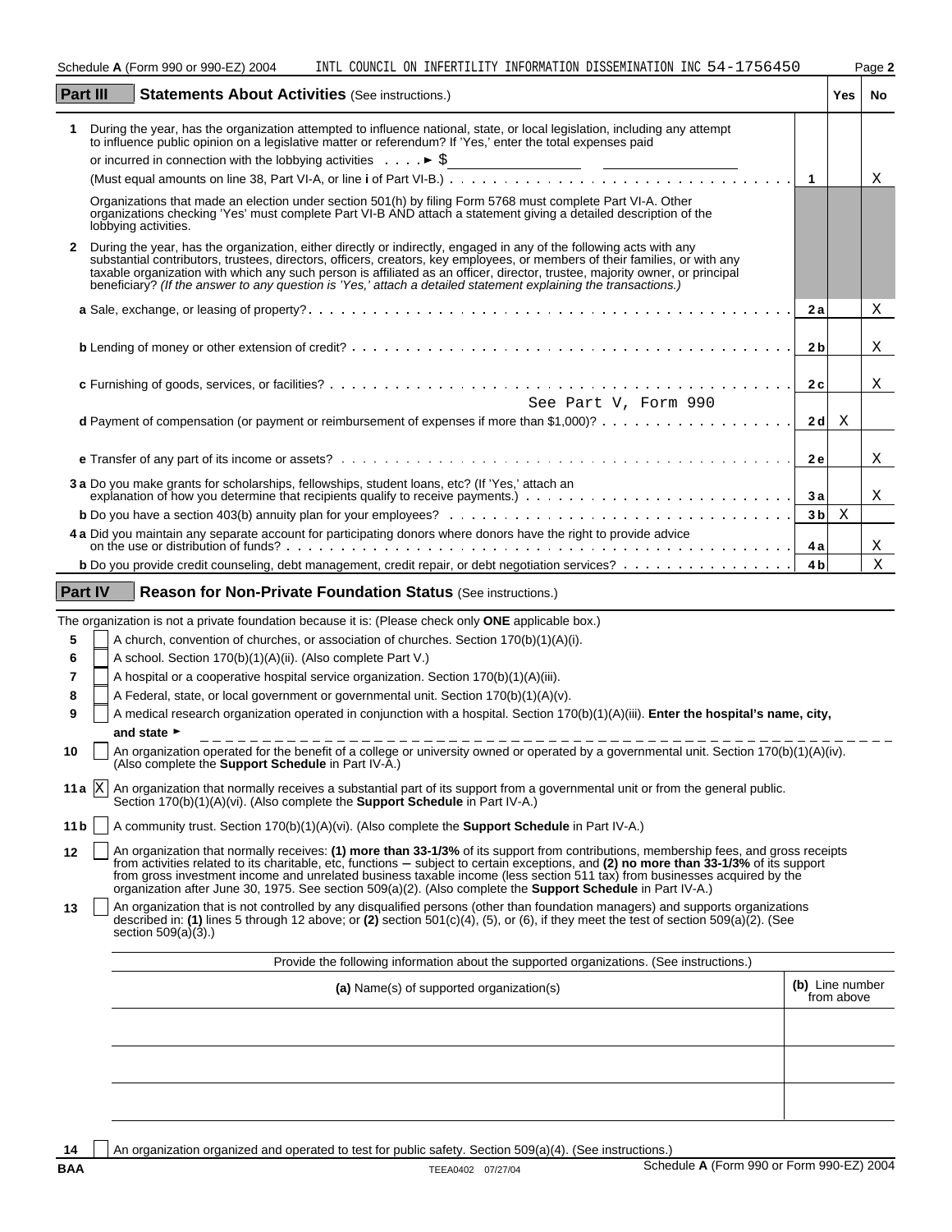Schedule A (Form 990 or 990-EZ) 2004 INTL COUNCIL ON INFERTILITY INFORMATION DISSEMINATION INC 54-1756450

## Part III Statements About Activities (See instructions.)

| | | | Yes | No |
|---|---|---|---|---|
| **1** | During the year, has the organization attempted to influence national, state, or local legislation, including any attempt to influence public opinion on a legislative matter or referendum? If 'Yes,' enter the total expenses paid or incurred in connection with the lobbying activities . . . . ► $ (Must equal amounts on line 38, Part VI-A, or line **i** of Part VI-B.) | 1 | | X |
| | Organizations that made an election under section 501(h) by filing Form 5768 must complete Part VI-A. Other organizations checking 'Yes' must complete Part VI-B AND attach a statement giving a detailed description of the lobbying activities. | | | |
| **2** | During the year, has the organization, either directly or indirectly, engaged in any of the following acts with any substantial contributors, trustees, directors, officers, creators, key employees, or members of their families, or with any taxable organization with which any such person is affiliated as an officer, director, trustee, majority owner, or principal beneficiary? *(If the answer to any question is 'Yes,' attach a detailed statement explaining the transactions.)* | | | |
| | **a** Sale, exchange, or leasing of property? | 2a | | X |
| | **b** Lending of money or other extension of credit? | 2b | | X |
| | **c** Furnishing of goods, services, or facilities? | 2c | | X |
| | **d** Payment of compensation (or payment or reimbursement of expenses if more than $1,000)? See Part V, Form 990 | 2d | X | |
| | **e** Transfer of any part of its income or assets? | 2e | | X |
| **3a** | Do you make grants for scholarships, fellowships, student loans, etc? (If 'Yes,' attach an explanation of how you determine that recipients qualify to receive payments.) | 3a | | X |
| **b** | Do you have a section 403(b) annuity plan for your employees? | 3b | X | |
| **4a** | Did you maintain any separate account for participating donors where donors have the right to provide advice on the use or distribution of funds? | 4a | | X |
| **b** | Do you provide credit counseling, debt management, credit repair, or debt negotiation services? | 4b | | X |

## Part IV Reason for Non-Private Foundation Status (See instructions.)

The organization is not a private foundation because it is: (Please check only **ONE** applicable box.)

- **5** [ ] A church, convention of churches, or association of churches. Section 170(b)(1)(A)(i).
- **6** [ ] A school. Section 170(b)(1)(A)(ii). (Also complete Part V.)
- **7** [ ] A hospital or a cooperative hospital service organization. Section 170(b)(1)(A)(iii).
- **8** [ ] A Federal, state, or local government or governmental unit. Section 170(b)(1)(A)(v).
- **9** [ ] A medical research organization operated in conjunction with a hospital. Section 170(b)(1)(A)(iii). **Enter the hospital's name, city, and state** ►
- **10** [ ] An organization operated for the benefit of a college or university owned or operated by a governmental unit. Section 170(b)(1)(A)(iv). (Also complete the **Support Schedule** in Part IV-A.)
- **11a** [X] An organization that normally receives a substantial part of its support from a governmental unit or from the general public. Section 170(b)(1)(A)(vi). (Also complete the **Support Schedule** in Part IV-A.)
- **11b** [ ] A community trust. Section 170(b)(1)(A)(vi). (Also complete the **Support Schedule** in Part IV-A.)
- **12** [ ] An organization that normally receives: **(1) more than 33-1/3%** of its support from contributions, membership fees, and gross receipts from activities related to its charitable, etc, functions – subject to certain exceptions, and **(2) no more than 33-1/3%** of its support from gross investment income and unrelated business taxable income (less section 511 tax) from businesses acquired by the organization after June 30, 1975. See section 509(a)(2). (Also complete the **Support Schedule** in Part IV-A.)
- **13** [ ] An organization that is not controlled by any disqualified persons (other than foundation managers) and supports organizations described in: **(1)** lines 5 through 12 above; or **(2)** section 501(c)(4), (5), or (6), if they meet the test of section 509(a)(2). (See section 509(a)(3).)

Provide the following information about the supported organizations. (See instructions.)

| **(a)** Name(s) of supported organization(s) | **(b)** Line number from above |
|---|---|
| | |
| | |
| | |

- **14** [ ] An organization organized and operated to test for public safety. Section 509(a)(4). (See instructions.)

BAA TEEA0402 07/27/04 Schedule **A** (Form 990 or Form 990-EZ) 2004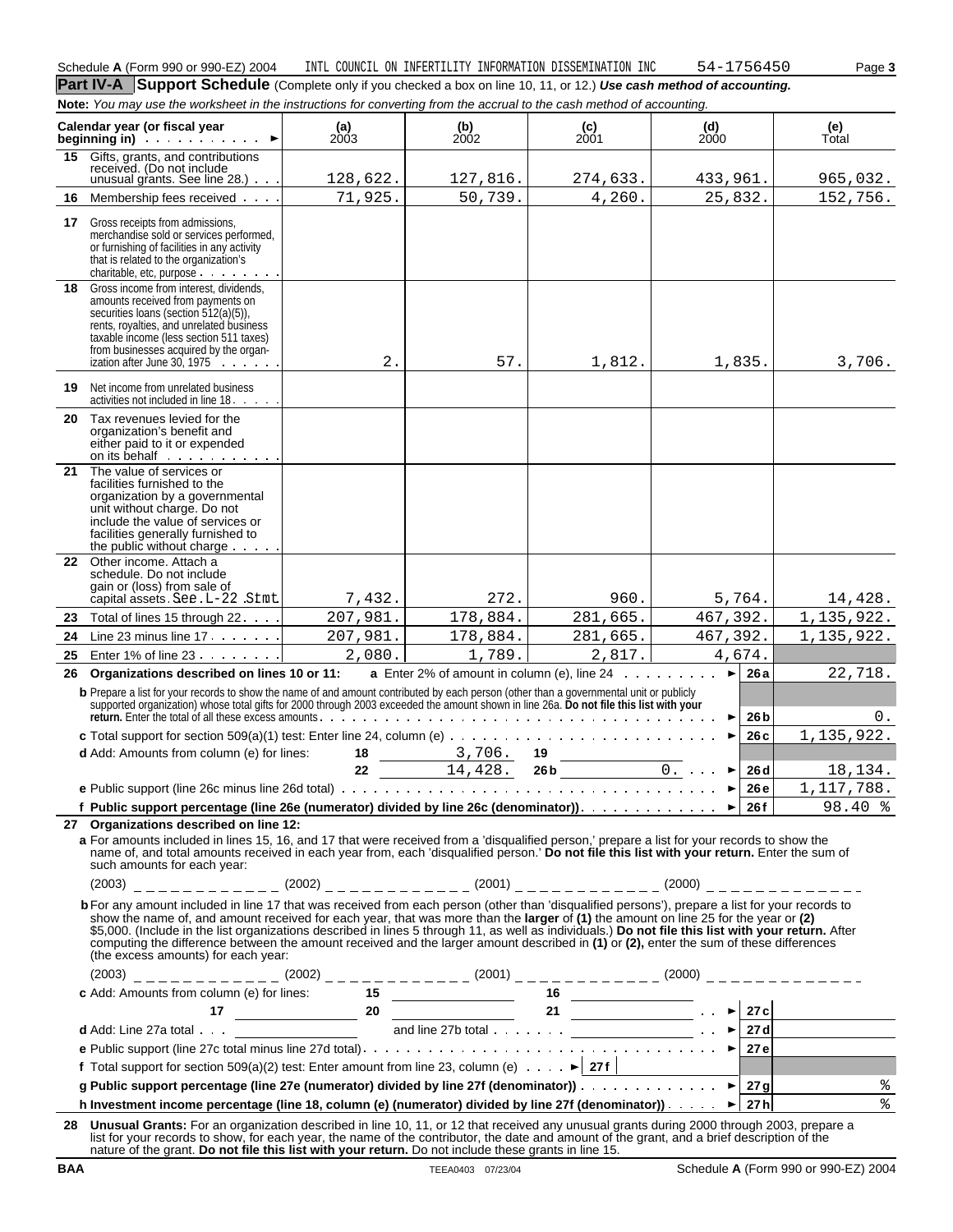Schedule **A** (Form 990 or 990-EZ) 2004 INTL COUNCIL ON INFERTILITY INFORMATION DISSEMINATION INC 54-1756450 Page **3**

## Part IV-A Support Schedule (Complete only if you checked a box on line 10, 11, or 12.) *Use cash method of accounting.*

**Note:** *You may use the worksheet in the instructions for converting from the accrual to the cash method of accounting.*

| Calendar year (or fiscal year beginning in) ► | (a) 2003 | (b) 2002 | (c) 2001 | (d) 2000 | (e) Total |
|---|---|---|---|---|---|
| **15** Gifts, grants, and contributions received. (Do not include unusual grants. See line 28.) | 128,622. | 127,816. | 274,633. | 433,961. | 965,032. |
| **16** Membership fees received | 71,925. | 50,739. | 4,260. | 25,832. | 152,756. |
| **17** Gross receipts from admissions, merchandise sold or services performed, or furnishing of facilities in any activity that is related to the organization's charitable, etc, purpose | | | | | |
| **18** Gross income from interest, dividends, amounts received from payments on securities loans (section 512(a)(5)), rents, royalties, and unrelated business taxable income (less section 511 taxes) from businesses acquired by the organization after June 30, 1975 | 2. | 57. | 1,812. | 1,835. | 3,706. |
| **19** Net income from unrelated business activities not included in line 18 | | | | | |
| **20** Tax revenues levied for the organization's benefit and either paid to it or expended on its behalf | | | | | |
| **21** The value of services or facilities furnished to the organization by a governmental unit without charge. Do not include the value of services or facilities generally furnished to the public without charge | | | | | |
| **22** Other income. Attach a schedule. Do not include gain or (loss) from sale of capital assets. See L-22 Stmt | 7,432. | 272. | 960. | 5,764. | 14,428. |
| **23** Total of lines 15 through 22 | 207,981. | 178,884. | 281,665. | 467,392. | 1,135,922. |
| **24** Line 23 minus line 17 | 207,981. | 178,884. | 281,665. | 467,392. | 1,135,922. |
| **25** Enter 1% of line 23 | 2,080. | 1,789. | 2,817. | 4,674. | |

**26 Organizations described on lines 10 or 11:** **a** Enter 2% of amount in column (e), line 24 ► **26a** 22,718.

**b** Prepare a list for your records to show the name of and amount contributed by each person (other than a governmental unit or publicly supported organization) whose total gifts for 2000 through 2003 exceeded the amount shown in line 26a. **Do not file this list with your return.** Enter the total of all these excess amounts ► **26b** 0.

**c** Total support for section 509(a)(1) test: Enter line 24, column (e) ► **26c** 1,135,922.

**d** Add: Amounts from column (e) for lines: 18 3,706. 19 ____ 22 14,428. 26b 0. ► **26d** 18,134.

**e** Public support (line 26c minus line 26d total) ► **26e** 1,117,788.

**f Public support percentage (line 26e (numerator) divided by line 26c (denominator))** ► **26f** 98.40 %

**27 Organizations described on line 12:**

**a** For amounts included in lines 15, 16, and 17 that were received from a 'disqualified person,' prepare a list for your records to show the name of, and total amounts received in each year from, each 'disqualified person.' **Do not file this list with your return.** Enter the sum of such amounts for each year:

(2003) ____ (2002) ____ (2001) ____ (2000) ____

**b** For any amount included in line 17 that was received from each person (other than 'disqualified persons'), prepare a list for your records to show the name of, and amount received for each year, that was more than the **larger** of **(1)** the amount on line 25 for the year or **(2)** $5,000. (Include in the list organizations described in lines 5 through 11, as well as individuals.) **Do not file this list with your return.** After computing the difference between the amount received and the larger amount described in **(1)** or **(2),** enter the sum of these differences (the excess amounts) for each year:

(2003) ____ (2002) ____ (2001) ____ (2000) ____

**c** Add: Amounts from column (e) for lines: 15 ____ 16 ____ 17 ____ 20 ____ 21 ____ ► **27c** ____

**d** Add: Line 27a total ____ and line 27b total ____ ► **27d** ____

**e** Public support (line 27c total minus line 27d total) ► **27e** ____

**f** Total support for section 509(a)(2) test: Enter amount from line 23, column (e) ► **27f** ____

**g Public support percentage (line 27e (numerator) divided by line 27f (denominator))** ► **27g** %

**h Investment income percentage (line 18, column (e) (numerator) divided by line 27f (denominator))** ► **27h** %

**28 Unusual Grants:** For an organization described in line 10, 11, or 12 that received any unusual grants during 2000 through 2003, prepare a list for your records to show, for each year, the name of the contributor, the date and amount of the grant, and a brief description of the nature of the grant. **Do not file this list with your return.** Do not include these grants in line 15.

BAA TEEA0403 07/23/04 Schedule **A** (Form 990 or 990-EZ) 2004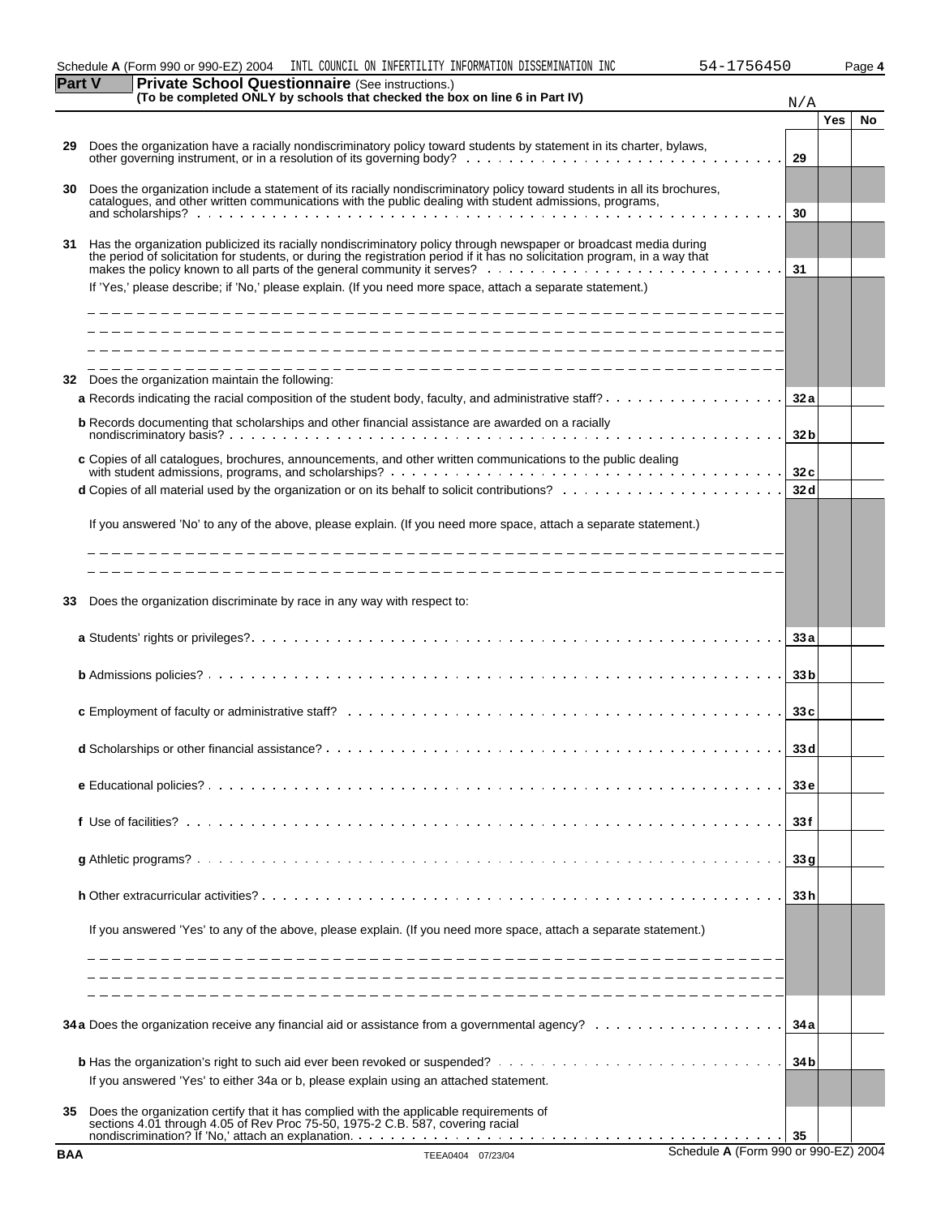Schedule **A** (Form 990 or 990-EZ) 2004 INTL COUNCIL ON INFERTILITY INFORMATION DISSEMINATION INC 54-1756450

## Part V Private School Questionnaire (See instructions.)
**(To be completed ONLY by schools that checked the box on line 6 in Part IV)**

N/A

| | | | Yes | No |
|---|---|---|---|---|
| 29 | Does the organization have a racially nondiscriminatory policy toward students by statement in its charter, bylaws, other governing instrument, or in a resolution of its governing body? | 29 | | |
| 30 | Does the organization include a statement of its racially nondiscriminatory policy toward students in all its brochures, catalogues, and other written communications with the public dealing with student admissions, programs, and scholarships? | 30 | | |
| 31 | Has the organization publicized its racially nondiscriminatory policy through newspaper or broadcast media during the period of solicitation for students, or during the registration period if it has no solicitation program, in a way that makes the policy known to all parts of the general community it serves? | 31 | | |

If 'Yes,' please describe; if 'No,' please explain. (If you need more space, attach a separate statement.)

| | | | Yes | No |
|---|---|---|---|---|
| 32 | Does the organization maintain the following: | | | |
| | **a** Records indicating the racial composition of the student body, faculty, and administrative staff? | 32a | | |
| | **b** Records documenting that scholarships and other financial assistance are awarded on a racially nondiscriminatory basis? | 32b | | |
| | **c** Copies of all catalogues, brochures, announcements, and other written communications to the public dealing with student admissions, programs, and scholarships? | 32c | | |
| | **d** Copies of all material used by the organization or on its behalf to solicit contributions? | 32d | | |

If you answered 'No' to any of the above, please explain. (If you need more space, attach a separate statement.)

| | | | Yes | No |
|---|---|---|---|---|
| 33 | Does the organization discriminate by race in any way with respect to: | | | |
| | **a** Students' rights or privileges? | 33a | | |
| | **b** Admissions policies? | 33b | | |
| | **c** Employment of faculty or administrative staff? | 33c | | |
| | **d** Scholarships or other financial assistance? | 33d | | |
| | **e** Educational policies? | 33e | | |
| | **f** Use of facilities? | 33f | | |
| | **g** Athletic programs? | 33g | | |
| | **h** Other extracurricular activities? | 33h | | |

If you answered 'Yes' to any of the above, please explain. (If you need more space, attach a separate statement.)

| | | | Yes | No |
|---|---|---|---|---|
| 34a | Does the organization receive any financial aid or assistance from a governmental agency? | 34a | | |
| | **b** Has the organization's right to such aid ever been revoked or suspended? | 34b | | |
| | If you answered 'Yes' to either 34a or b, please explain using an attached statement. | | | |
| 35 | Does the organization certify that it has complied with the applicable requirements of sections 4.01 through 4.05 of Rev Proc 75-50, 1975-2 C.B. 587, covering racial nondiscrimination? If 'No,' attach an explanation. | 35 | | |

BAA TEEA0404 07/23/04 Schedule **A** (Form 990 or 990-EZ) 2004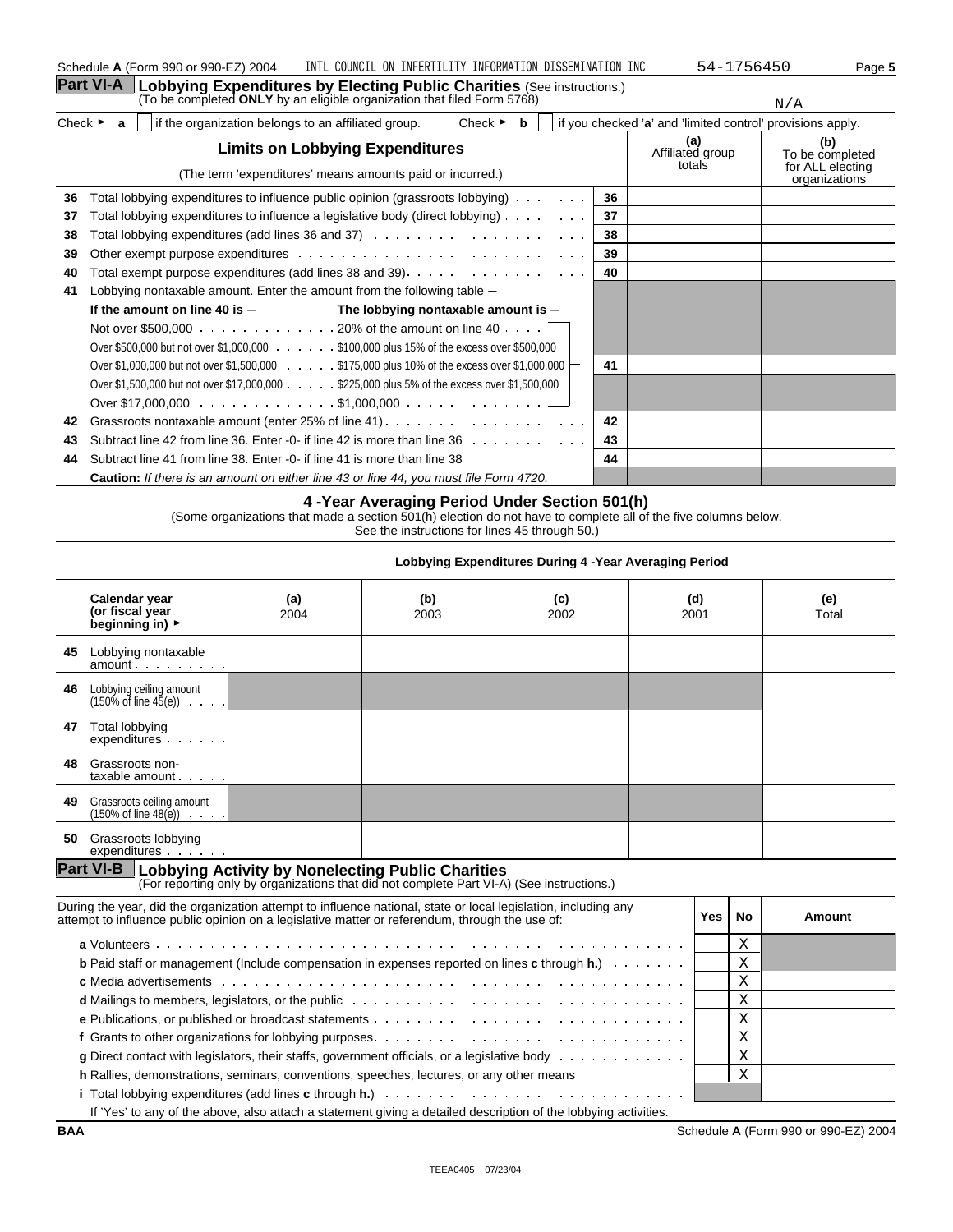Schedule **A** (Form 990 or 990-EZ) 2004 INTL COUNCIL ON INFERTILITY INFORMATION DISSEMINATION INC 54-1756450 Page **5**

## Part VI-A Lobbying Expenditures by Electing Public Charities (See instructions.)

(To be completed **ONLY** by an eligible organization that filed Form 5768) N/A

Check ► **a** [ ] if the organization belongs to an affiliated group. Check ► **b** [ ] if you checked '**a**' and 'limited control' provisions apply.

| | **Limits on Lobbying Expenditures** (The term 'expenditures' means amounts paid or incurred.) | | **(a)** Affiliated group totals | **(b)** To be completed for ALL electing organizations |
|---|---|---|---|---|
| **36** | Total lobbying expenditures to influence public opinion (grassroots lobbying) | **36** | | |
| **37** | Total lobbying expenditures to influence a legislative body (direct lobbying) | **37** | | |
| **38** | Total lobbying expenditures (add lines 36 and 37) | **38** | | |
| **39** | Other exempt purpose expenditures | **39** | | |
| **40** | Total exempt purpose expenditures (add lines 38 and 39) | **40** | | |
| **41** | Lobbying nontaxable amount. Enter the amount from the following table – | | | |
| | **If the amount on line 40 is –** **The lobbying nontaxable amount is –** | | | |
| | Not over $500,000 . . . 20% of the amount on line 40 | | | |
| | Over $500,000 but not over $1,000,000 . . . $100,000 plus 15% of the excess over $500,000 | | | |
| | Over $1,000,000 but not over $1,500,000 . . . $175,000 plus 10% of the excess over $1,000,000 | **41** | | |
| | Over $1,500,000 but not over $17,000,000 . . . $225,000 plus 5% of the excess over $1,500,000 | | | |
| | Over $17,000,000 . . . $1,000,000 | | | |
| **42** | Grassroots nontaxable amount (enter 25% of line 41) | **42** | | |
| **43** | Subtract line 42 from line 36. Enter -0- if line 42 is more than line 36 | **43** | | |
| **44** | Subtract line 41 from line 38. Enter -0- if line 41 is more than line 38 | **44** | | |
| | **Caution:** *If there is an amount on either line 43 or line 44, you must file Form 4720.* | | | |

### 4 -Year Averaging Period Under Section 501(h)

(Some organizations that made a section 501(h) election do not have to complete all of the five columns below. See the instructions for lines 45 through 50.)

| | **Lobbying Expenditures During 4 -Year Averaging Period** | | | | |
|---|---|---|---|---|---|
| **Calendar year (or fiscal year beginning in)** ► | **(a)** 2004 | **(b)** 2003 | **(c)** 2002 | **(d)** 2001 | **(e)** Total |
| **45** Lobbying nontaxable amount | | | | | |
| **46** Lobbying ceiling amount (150% of line 45(e)) | | | | | |
| **47** Total lobbying expenditures | | | | | |
| **48** Grassroots nontaxable amount | | | | | |
| **49** Grassroots ceiling amount (150% of line 48(e)) | | | | | |
| **50** Grassroots lobbying expenditures | | | | | |

## Part VI-B Lobbying Activity by Nonelecting Public Charities

(For reporting only by organizations that did not complete Part VI-A) (See instructions.)

| During the year, did the organization attempt to influence national, state or local legislation, including any attempt to influence public opinion on a legislative matter or referendum, through the use of: | Yes | No | Amount |
|---|---|---|---|
| **a** Volunteers | | X | |
| **b** Paid staff or management (Include compensation in expenses reported on lines **c** through **h.**) | | X | |
| **c** Media advertisements | | X | |
| **d** Mailings to members, legislators, or the public | | X | |
| **e** Publications, or published or broadcast statements | | X | |
| **f** Grants to other organizations for lobbying purposes | | X | |
| **g** Direct contact with legislators, their staffs, government officials, or a legislative body | | X | |
| **h** Rallies, demonstrations, seminars, conventions, speeches, lectures, or any other means | | X | |
| **i** Total lobbying expenditures (add lines **c** through **h.**) | | | |

If 'Yes' to any of the above, also attach a statement giving a detailed description of the lobbying activities.

BAA Schedule **A** (Form 990 or 990-EZ) 2004

TEEA0405 07/23/04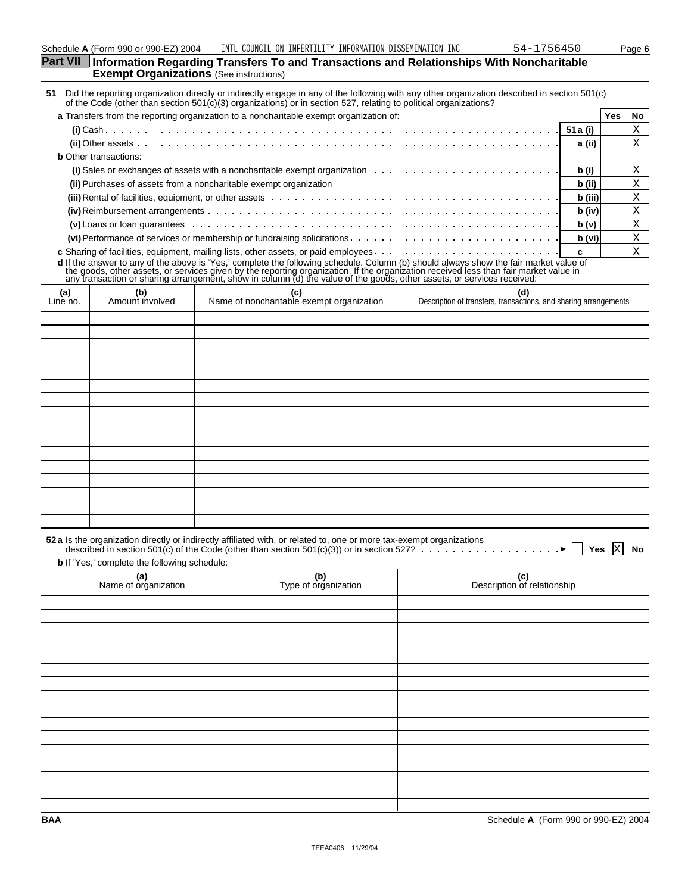## Part VII Information Regarding Transfers To and Transactions and Relationships With Noncharitable Exempt Organizations (See instructions)

**51** Did the reporting organization directly or indirectly engage in any of the following with any other organization described in section 501(c) of the Code (other than section 501(c)(3) organizations) or in section 527, relating to political organizations?

| | | Yes | No |
|---|---|---|---|
| **a** Transfers from the reporting organization to a noncharitable exempt organization of: | | | |
| **(i)** Cash | **51 a (i)** | | X |
| **(ii)** Other assets | **a (ii)** | | X |
| **b** Other transactions: | | | |
| **(i)** Sales or exchanges of assets with a noncharitable exempt organization | **b (i)** | | X |
| **(ii)** Purchases of assets from a noncharitable exempt organization | **b (ii)** | | X |
| **(iii)** Rental of facilities, equipment, or other assets | **b (iii)** | | X |
| **(iv)** Reimbursement arrangements | **b (iv)** | | X |
| **(v)** Loans or loan guarantees | **b (v)** | | X |
| **(vi)** Performance of services or membership or fundraising solicitations | **b (vi)** | | X |
| **c** Sharing of facilities, equipment, mailing lists, other assets, or paid employees | **c** | | X |

**d** If the answer to any of the above is 'Yes,' complete the following schedule. Column (b) should always show the fair market value of the goods, other assets, or services given by the reporting organization. If the organization received less than fair market value in any transaction or sharing arrangement, show in column (d) the value of the goods, other assets, or services received:

| (a) Line no. | (b) Amount involved | (c) Name of noncharitable exempt organization | (d) Description of transfers, transactions, and sharing arrangements |
|---|---|---|---|
| | | | |

**52 a** Is the organization directly or indirectly affiliated with, or related to, one or more tax-exempt organizations described in section 501(c) of the Code (other than section 501(c)(3)) or in section 527? ☐ Yes ☒ No

**b** If 'Yes,' complete the following schedule:

| (a) Name of organization | (b) Type of organization | (c) Description of relationship |
|---|---|---|
| | | |

BAA Schedule **A** (Form 990 or 990-EZ) 2004

TEEA0406 11/29/04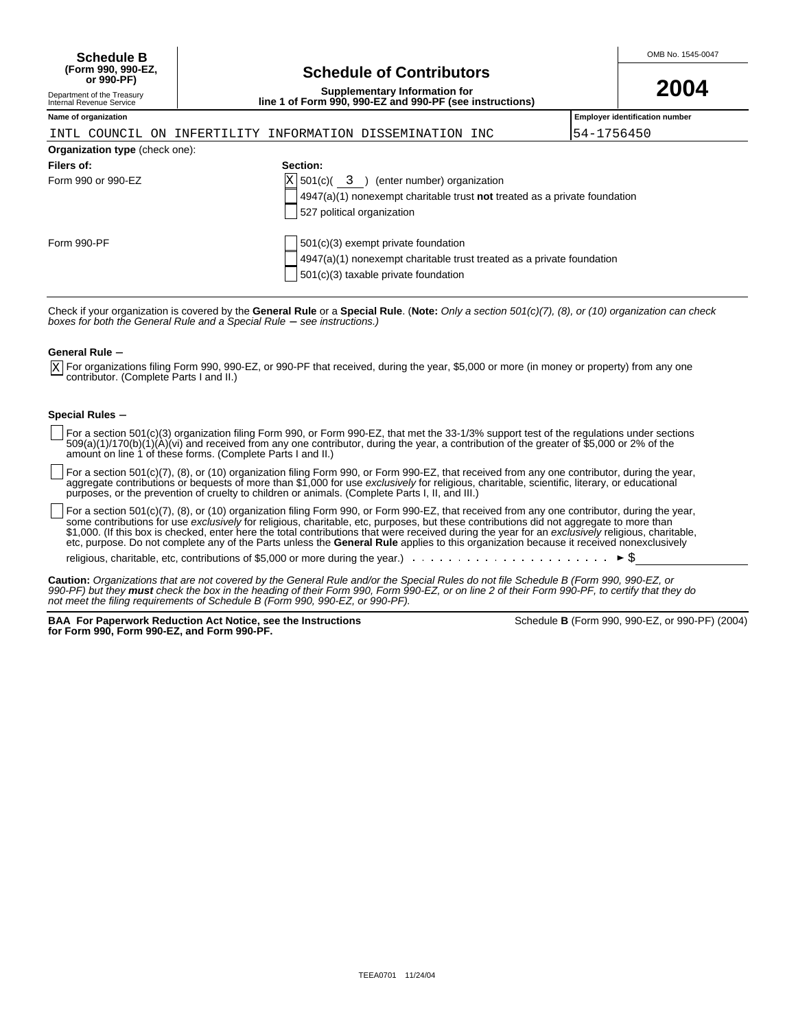**Schedule B**
**(Form 990, 990-EZ, or 990-PF)**
Department of the Treasury
Internal Revenue Service

# Schedule of Contributors

**Supplementary Information for line 1 of Form 990, 990-EZ and 990-PF (see instructions)**

OMB No. 1545-0047

**2004**

| Name of organization | Employer identification number |
|---|---|
| INTL COUNCIL ON INFERTILITY INFORMATION DISSEMINATION INC | 54-1756450 |

**Organization type** (check one):

| Filers of: | Section: |
|---|---|
| Form 990 or 990-EZ | [X] 501(c)( 3 ) (enter number) organization |
| | [ ] 4947(a)(1) nonexempt charitable trust **not** treated as a private foundation |
| | [ ] 527 political organization |
| Form 990-PF | [ ] 501(c)(3) exempt private foundation |
| | [ ] 4947(a)(1) nonexempt charitable trust treated as a private foundation |
| | [ ] 501(c)(3) taxable private foundation |

Check if your organization is covered by the **General Rule** or a **Special Rule**. (**Note:** *Only a section 501(c)(7), (8), or (10) organization can check boxes for both the General Rule and a Special Rule – see instructions.)*

**General Rule –**

[X] For organizations filing Form 990, 990-EZ, or 990-PF that received, during the year, $5,000 or more (in money or property) from any one contributor. (Complete Parts I and II.)

**Special Rules –**

[ ] For a section 501(c)(3) organization filing Form 990, or Form 990-EZ, that met the 33-1/3% support test of the regulations under sections 509(a)(1)/170(b)(1)(A)(vi) and received from any one contributor, during the year, a contribution of the greater of $5,000 or 2% of the amount on line 1 of these forms. (Complete Parts I and II.)

[ ] For a section 501(c)(7), (8), or (10) organization filing Form 990, or Form 990-EZ, that received from any one contributor, during the year, aggregate contributions or bequests of more than $1,000 for use *exclusively* for religious, charitable, scientific, literary, or educational purposes, or the prevention of cruelty to children or animals. (Complete Parts I, II, and III.)

[ ] For a section 501(c)(7), (8), or (10) organization filing Form 990, or Form 990-EZ, that received from any one contributor, during the year, some contributions for use *exclusively* for religious, charitable, etc, purposes, but these contributions did not aggregate to more than $1,000. (If this box is checked, enter here the total contributions that were received during the year for an *exclusively* religious, charitable, etc, purpose. Do not complete any of the Parts unless the **General Rule** applies to this organization because it received nonexclusively religious, charitable, etc, contributions of $5,000 or more during the year.) . . . . . . . . . . . . . . . . . . . . . . ► $

**Caution:** *Organizations that are not covered by the General Rule and/or the Special Rules do not file Schedule B (Form 990, 990-EZ, or 990-PF) but they **must** check the box in the heading of their Form 990, Form 990-EZ, or on line 2 of their Form 990-PF, to certify that they do not meet the filing requirements of Schedule B (Form 990, 990-EZ, or 990-PF).*

**BAA For Paperwork Reduction Act Notice, see the Instructions for Form 990, Form 990-EZ, and Form 990-PF.**

Schedule **B** (Form 990, 990-EZ, or 990-PF) (2004)

TEEA0701 11/24/04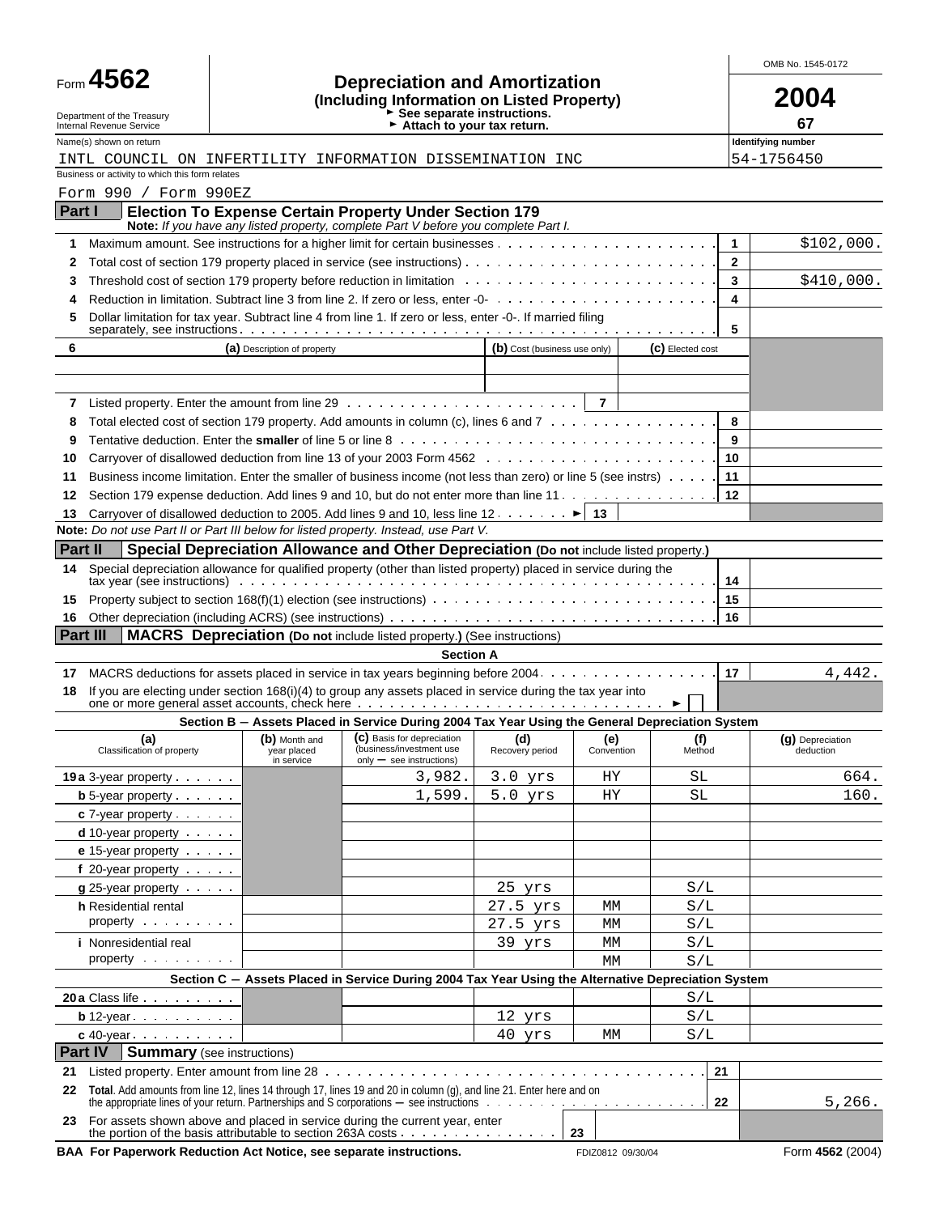Form **4562**

Department of the Treasury
Internal Revenue Service

# Depreciation and Amortization
**(Including Information on Listed Property)**
► See separate instructions.
► Attach to your tax return.

OMB No. 1545-0172

**2004**

**67**

Name(s) shown on return: INTL COUNCIL ON INFERTILITY INFORMATION DISSEMINATION INC

Identifying number: 54-1756450

Business or activity to which this form relates: Form 990 / Form 990EZ

## Part I — Election To Expense Certain Property Under Section 179

**Note:** *If you have any listed property, complete Part V before you complete Part I.*

| | | | |
|---|---|---|---|
| 1 | Maximum amount. See instructions for a higher limit for certain businesses | 1 | $102,000. |
| 2 | Total cost of section 179 property placed in service (see instructions) | 2 | |
| 3 | Threshold cost of section 179 property before reduction in limitation | 3 | $410,000. |
| 4 | Reduction in limitation. Subtract line 3 from line 2. If zero or less, enter -0- | 4 | |
| 5 | Dollar limitation for tax year. Subtract line 4 from line 1. If zero or less, enter -0-. If married filing separately, see instructions | 5 | |

| 6 | (a) Description of property | (b) Cost (business use only) | (c) Elected cost |
|---|---|---|---|
| | | | |
| | | | |

| | | | |
|---|---|---|---|
| 7 | Listed property. Enter the amount from line 29 | 7 | |
| 8 | Total elected cost of section 179 property. Add amounts in column (c), lines 6 and 7 | 8 | |
| 9 | Tentative deduction. Enter the **smaller** of line 5 or line 8 | 9 | |
| 10 | Carryover of disallowed deduction from line 13 of your 2003 Form 4562 | 10 | |
| 11 | Business income limitation. Enter the smaller of business income (not less than zero) or line 5 (see instrs) | 11 | |
| 12 | Section 179 expense deduction. Add lines 9 and 10, but do not enter more than line 11 | 12 | |
| 13 | Carryover of disallowed deduction to 2005. Add lines 9 and 10, less line 12 ► | 13 | |

**Note:** *Do not use Part II or Part III below for listed property. Instead, use Part V.*

## Part II — Special Depreciation Allowance and Other Depreciation (Do not include listed property.)

| | | | |
|---|---|---|---|
| 14 | Special depreciation allowance for qualified property (other than listed property) placed in service during the tax year (see instructions) | 14 | |
| 15 | Property subject to section 168(f)(1) election (see instructions) | 15 | |
| 16 | Other depreciation (including ACRS) (see instructions) | 16 | |

## Part III — MACRS Depreciation (Do not include listed property.) (See instructions)

### Section A

| | | | |
|---|---|---|---|
| 17 | MACRS deductions for assets placed in service in tax years beginning before 2004 | 17 | 4,442. |
| 18 | If you are electing under section 168(i)(4) to group any assets placed in service during the tax year into one or more general asset accounts, check here ► ☐ | | |

### Section B — Assets Placed in Service During 2004 Tax Year Using the General Depreciation System

| (a) Classification of property | (b) Month and year placed in service | (c) Basis for depreciation (business/investment use only — see instructions) | (d) Recovery period | (e) Convention | (f) Method | (g) Depreciation deduction |
|---|---|---|---|---|---|---|
| 19a 3-year property | | 3,982. | 3.0 yrs | HY | SL | 664. |
| b 5-year property | | 1,599. | 5.0 yrs | HY | SL | 160. |
| c 7-year property | | | | | | |
| d 10-year property | | | | | | |
| e 15-year property | | | | | | |
| f 20-year property | | | | | | |
| g 25-year property | | | 25 yrs | | S/L | |
| h Residential rental property | | | 27.5 yrs | MM | S/L | |
| | | | 27.5 yrs | MM | S/L | |
| i Nonresidential real property | | | 39 yrs | MM | S/L | |
| | | | | MM | S/L | |

### Section C — Assets Placed in Service During 2004 Tax Year Using the Alternative Depreciation System

| (a) Classification of property | (b) Month and year placed in service | (c) Basis for depreciation | (d) Recovery period | (e) Convention | (f) Method | (g) Depreciation deduction |
|---|---|---|---|---|---|---|
| 20a Class life | | | | | S/L | |
| b 12-year | | | 12 yrs | | S/L | |
| c 40-year | | | 40 yrs | MM | S/L | |

## Part IV — Summary (see instructions)

| | | | |
|---|---|---|---|
| 21 | Listed property. Enter amount from line 28 | 21 | |
| 22 | **Total**. Add amounts from line 12, lines 14 through 17, lines 19 and 20 in column (g), and line 21. Enter here and on the appropriate lines of your return. Partnerships and S corporations — see instructions | 22 | 5,266. |
| 23 | For assets shown above and placed in service during the current year, enter the portion of the basis attributable to section 263A costs | 23 | |

**BAA For Paperwork Reduction Act Notice, see separate instructions.** FDIZ0812 09/30/04 Form **4562** (2004)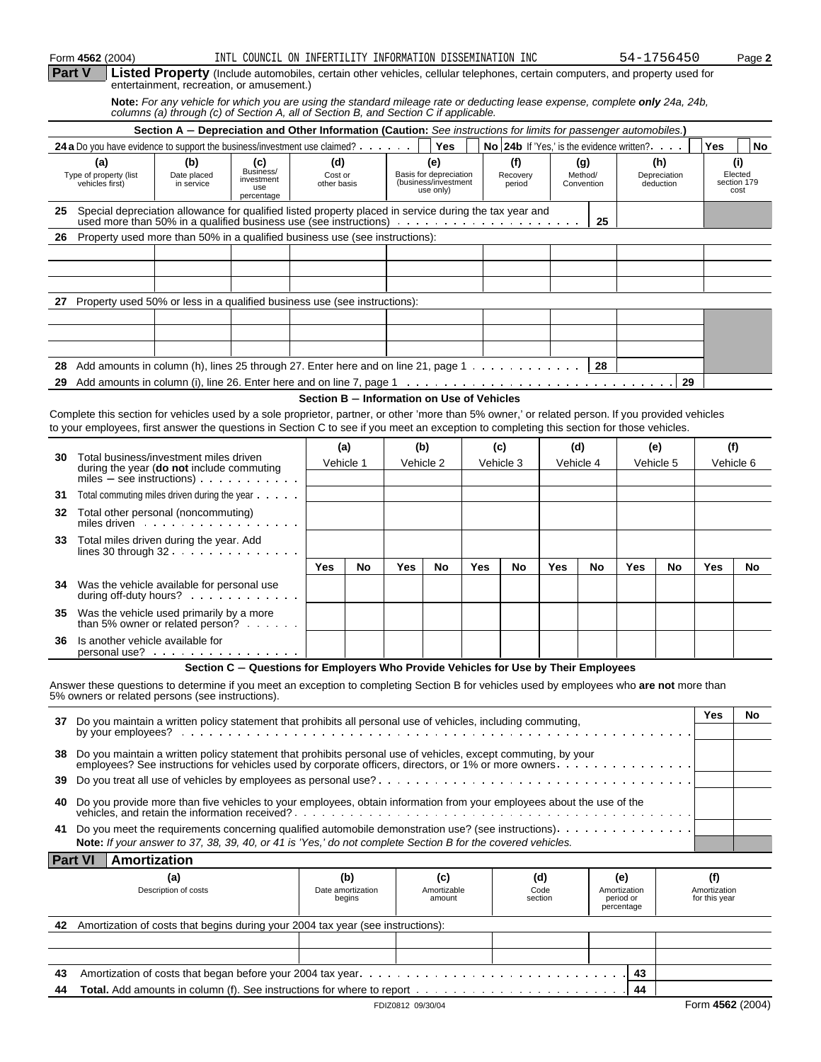Form **4562** (2004) INTL COUNCIL ON INFERTILITY INFORMATION DISSEMINATION INC 54-1756450 Page **2**

## Part V Listed Property

(Include automobiles, certain other vehicles, cellular telephones, certain computers, and property used for entertainment, recreation, or amusement.)

**Note:** *For any vehicle for which you are using the standard mileage rate or deducting lease expense, complete* ***only*** *24a, 24b, columns (a) through (c) of Section A, all of Section B, and Section C if applicable.*

### Section A – Depreciation and Other Information (Caution: *See instructions for limits for passenger automobiles.*)

**24a** Do you have evidence to support the business/investment use claimed? Yes / No **24b** If 'Yes,' is the evidence written? Yes / No

| (a) Type of property (list vehicles first) | (b) Date placed in service | (c) Business/investment use percentage | (d) Cost or other basis | (e) Basis for depreciation (business/investment use only) | (f) Recovery period | (g) Method/Convention | (h) Depreciation deduction | (i) Elected section 179 cost |
|---|---|---|---|---|---|---|---|---|
| **25** Special depreciation allowance for qualified listed property placed in service during the tax year and used more than 50% in a qualified business use (see instructions) | | | | | | **25** | | |
| **26** Property used more than 50% in a qualified business use (see instructions): | | | | | | | | |
| | | | | | | | | |
| | | | | | | | | |
| | | | | | | | | |
| **27** Property used 50% or less in a qualified business use (see instructions): | | | | | | | | |
| | | | | | | | | |
| | | | | | | | | |
| | | | | | | | | |
| **28** Add amounts in column (h), lines 25 through 27. Enter here and on line 21, page 1 | | | | | | **28** | | |
| **29** Add amounts in column (i), line 26. Enter here and on line 7, page 1 | | | | | | | **29** | |

### Section B – Information on Use of Vehicles

Complete this section for vehicles used by a sole proprietor, partner, or other 'more than 5% owner,' or related person. If you provided vehicles to your employees, first answer the questions in Section C to see if you meet an exception to completing this section for those vehicles.

| | (a) Vehicle 1 | | (b) Vehicle 2 | | (c) Vehicle 3 | | (d) Vehicle 4 | | (e) Vehicle 5 | | (f) Vehicle 6 | |
|---|---|---|---|---|---|---|---|---|---|---|---|---|
| **30** Total business/investment miles driven during the year (**do not** include commuting miles – see instructions) | | | | | | | | | | | | |
| **31** Total commuting miles driven during the year | | | | | | | | | | | | |
| **32** Total other personal (noncommuting) miles driven | | | | | | | | | | | | |
| **33** Total miles driven during the year. Add lines 30 through 32 | | | | | | | | | | | | |
| | Yes | No | Yes | No | Yes | No | Yes | No | Yes | No | Yes | No |
| **34** Was the vehicle available for personal use during off-duty hours? | | | | | | | | | | | | |
| **35** Was the vehicle used primarily by a more than 5% owner or related person? | | | | | | | | | | | | |
| **36** Is another vehicle available for personal use? | | | | | | | | | | | | |

### Section C – Questions for Employers Who Provide Vehicles for Use by Their Employees

Answer these questions to determine if you meet an exception to completing Section B for vehicles used by employees who **are not** more than 5% owners or related persons (see instructions).

| | Yes | No |
|---|---|---|
| **37** Do you maintain a written policy statement that prohibits all personal use of vehicles, including commuting, by your employees? | | |
| **38** Do you maintain a written policy statement that prohibits personal use of vehicles, except commuting, by your employees? See instructions for vehicles used by corporate officers, directors, or 1% or more owners | | |
| **39** Do you treat all use of vehicles by employees as personal use? | | |
| **40** Do you provide more than five vehicles to your employees, obtain information from your employees about the use of the vehicles, and retain the information received? | | |
| **41** Do you meet the requirements concerning qualified automobile demonstration use? (see instructions) | | |

**Note:** *If your answer to 37, 38, 39, 40, or 41 is 'Yes,' do not complete Section B for the covered vehicles.*

## Part VI Amortization

| (a) Description of costs | (b) Date amortization begins | (c) Amortizable amount | (d) Code section | (e) Amortization period or percentage | (f) Amortization for this year |
|---|---|---|---|---|---|
| **42** Amortization of costs that begins during your 2004 tax year (see instructions): | | | | | |
| | | | | | |
| | | | | | |
| **43** Amortization of costs that began before your 2004 tax year | | | | **43** | |
| **44** **Total.** Add amounts in column (f). See instructions for where to report | | | | **44** | |

FDIZ0812 09/30/04 Form **4562** (2004)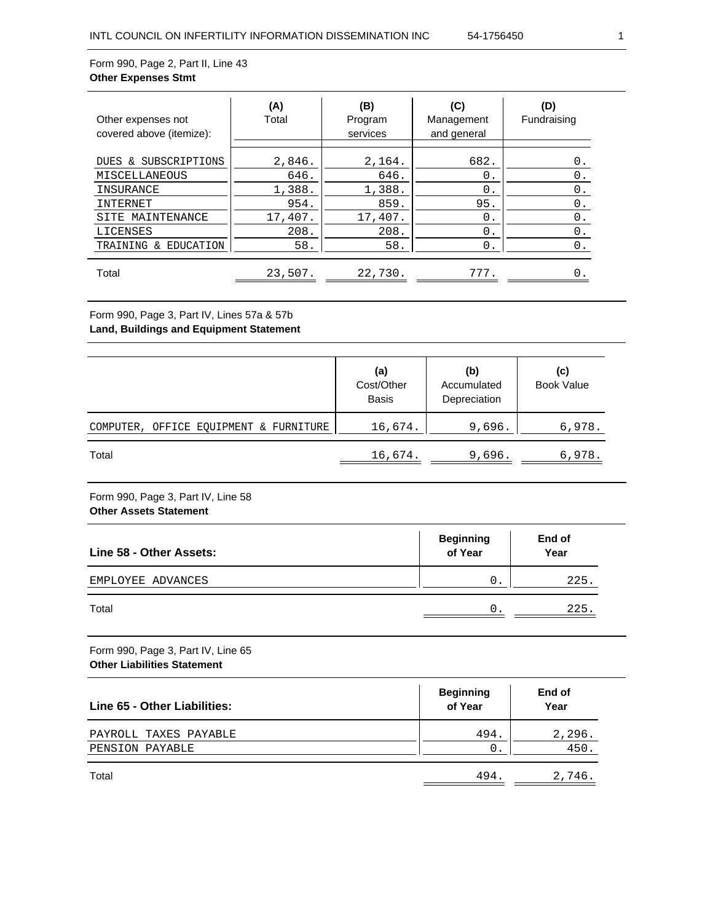Form 990, Page 2, Part II, Line 43
**Other Expenses Stmt**

| Other expenses not covered above (itemize): | (A) Total | (B) Program services | (C) Management and general | (D) Fundraising |
|---|---|---|---|---|
| DUES & SUBSCRIPTIONS | 2,846. | 2,164. | 682. | 0. |
| MISCELLANEOUS | 646. | 646. | 0. | 0. |
| INSURANCE | 1,388. | 1,388. | 0. | 0. |
| INTERNET | 954. | 859. | 95. | 0. |
| SITE MAINTENANCE | 17,407. | 17,407. | 0. | 0. |
| LICENSES | 208. | 208. | 0. | 0. |
| TRAINING & EDUCATION | 58. | 58. | 0. | 0. |
| Total | 23,507. | 22,730. | 777. | 0. |

Form 990, Page 3, Part IV, Lines 57a & 57b
**Land, Buildings and Equipment Statement**

| | (a) Cost/Other Basis | (b) Accumulated Depreciation | (c) Book Value |
|---|---|---|---|
| COMPUTER, OFFICE EQUIPMENT & FURNITURE | 16,674. | 9,696. | 6,978. |
| Total | 16,674. | 9,696. | 6,978. |

Form 990, Page 3, Part IV, Line 58
**Other Assets Statement**

| Line 58 - Other Assets: | Beginning of Year | End of Year |
|---|---|---|
| EMPLOYEE ADVANCES | 0. | 225. |
| Total | 0. | 225. |

Form 990, Page 3, Part IV, Line 65
**Other Liabilities Statement**

| Line 65 - Other Liabilities: | Beginning of Year | End of Year |
|---|---|---|
| PAYROLL TAXES PAYABLE | 494. | 2,296. |
| PENSION PAYABLE | 0. | 450. |
| Total | 494. | 2,746. |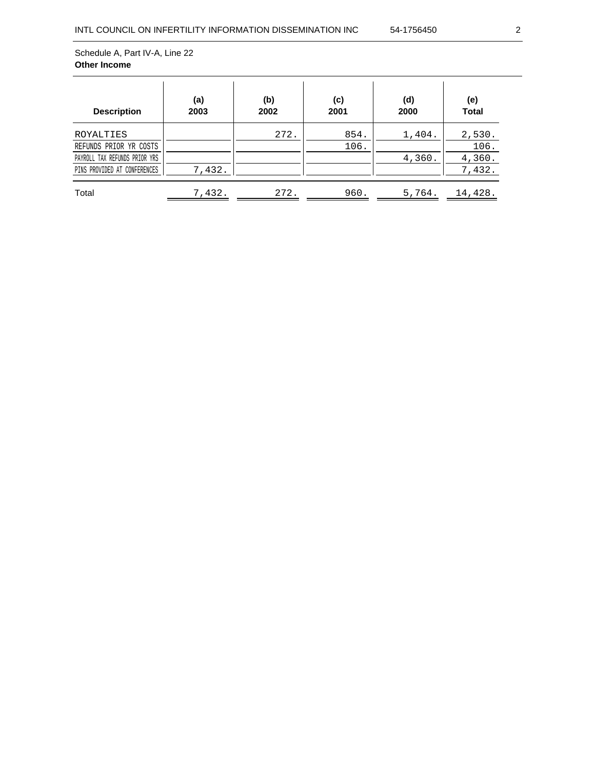Schedule A, Part IV-A, Line 22

**Other Income**

| Description | (a) 2003 | (b) 2002 | (c) 2001 | (d) 2000 | (e) Total |
|---|---|---|---|---|---|
| ROYALTIES | | 272. | 854. | 1,404. | 2,530. |
| REFUNDS PRIOR YR COSTS | | | 106. | | 106. |
| PAYROLL TAX REFUNDS PRIOR YRS | | | | 4,360. | 4,360. |
| PINS PROVIDED AT CONFERENCES | 7,432. | | | | 7,432. |
| Total | 7,432. | 272. | 960. | 5,764. | 14,428. |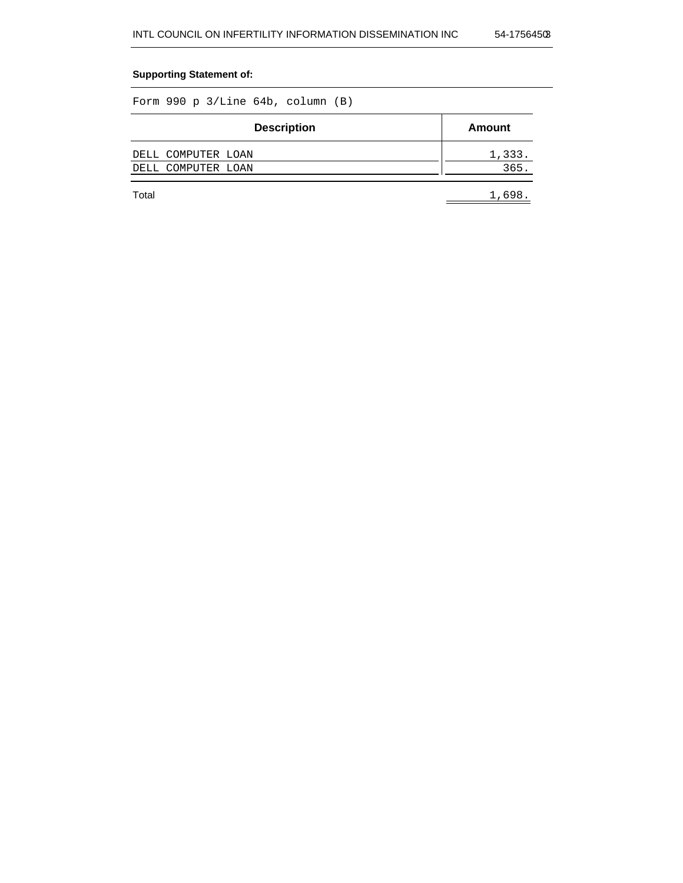**Supporting Statement of:**

Form 990 p 3/Line 64b, column (B)

| Description | Amount |
|---|---|
| DELL COMPUTER LOAN | 1,333. |
| DELL COMPUTER LOAN | 365. |
| Total | 1,698. |